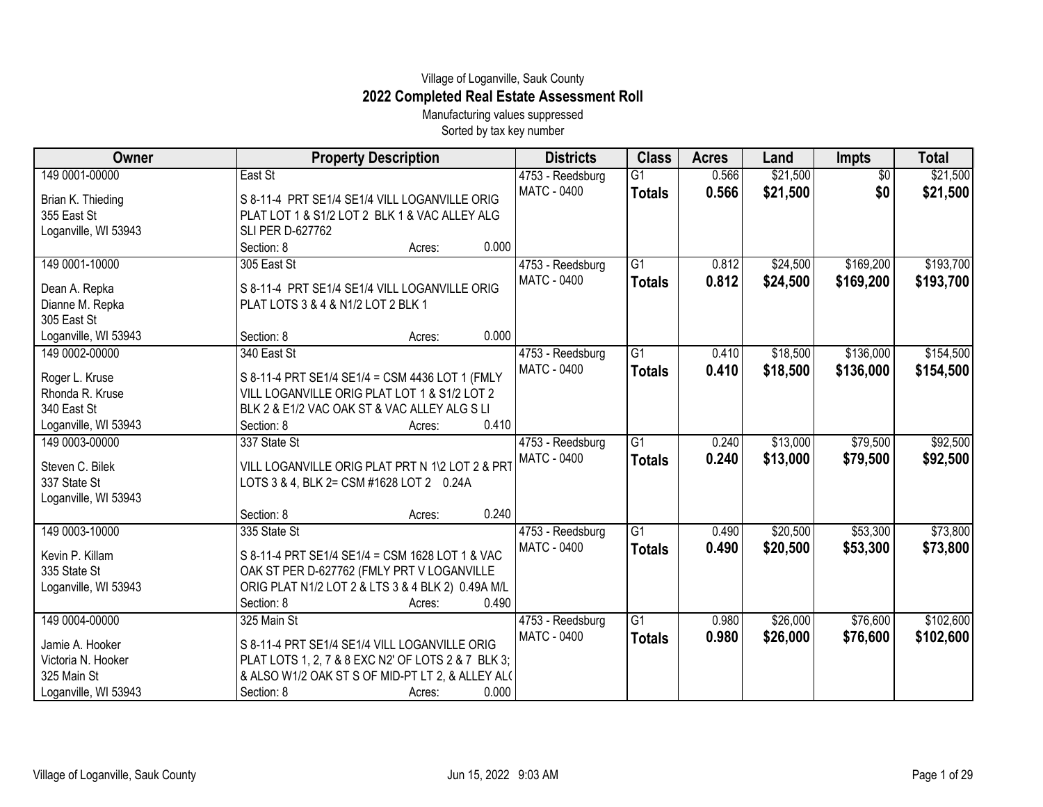Village of Loganville, Sauk County

# 2022 Completed Real Estate Assessment Roll

Manufacturing values suppressed

Sorted by tax key number

| Owner | Property Description | Districts | Class | Acres | Land | Impts | Total |
|---|---|---|---|---|---|---|---|
| 149 0001-00000<br>Brian K. Thieding<br>355 East St<br>Loganville, WI 53943 | East St<br>S 8-11-4 PRT SE1/4 SE1/4 VILL LOGANVILLE ORIG PLAT LOT 1 & S1/2 LOT 2 BLK 1 & VAC ALLEY ALG SLI PER D-627762<br>Section: 8 Acres: 0.000 | 4753 - Reedsburg<br>MATC - 0400 | G1<br>**Totals** | 0.566<br>**0.566** | $21,500<br>**$21,500** | $0<br>**$0** | $21,500<br>**$21,500** |
| 149 0001-10000<br>Dean A. Repka<br>Dianne M. Repka<br>305 East St<br>Loganville, WI 53943 | 305 East St<br>S 8-11-4 PRT SE1/4 SE1/4 VILL LOGANVILLE ORIG PLAT LOTS 3 & 4 & N1/2 LOT 2 BLK 1<br>Section: 8 Acres: 0.000 | 4753 - Reedsburg<br>MATC - 0400 | G1<br>**Totals** | 0.812<br>**0.812** | $24,500<br>**$24,500** | $169,200<br>**$169,200** | $193,700<br>**$193,700** |
| 149 0002-00000<br>Roger L. Kruse<br>Rhonda R. Kruse<br>340 East St<br>Loganville, WI 53943 | 340 East St<br>S 8-11-4 PRT SE1/4 SE1/4 = CSM 4436 LOT 1 (FMLY VILL LOGANVILLE ORIG PLAT LOT 1 & S1/2 LOT 2 BLK 2 & E1/2 VAC OAK ST & VAC ALLEY ALG S LI<br>Section: 8 Acres: 0.410 | 4753 - Reedsburg<br>MATC - 0400 | G1<br>**Totals** | 0.410<br>**0.410** | $18,500<br>**$18,500** | $136,000<br>**$136,000** | $154,500<br>**$154,500** |
| 149 0003-00000<br>Steven C. Bilek<br>337 State St<br>Loganville, WI 53943 | 337 State St<br>VILL LOGANVILLE ORIG PLAT PRT N 1\2 LOT 2 & PRT LOTS 3 & 4, BLK 2= CSM #1628 LOT 2 0.24A<br>Section: 8 Acres: 0.240 | 4753 - Reedsburg<br>MATC - 0400 | G1<br>**Totals** | 0.240<br>**0.240** | $13,000<br>**$13,000** | $79,500<br>**$79,500** | $92,500<br>**$92,500** |
| 149 0003-10000<br>Kevin P. Killam<br>335 State St<br>Loganville, WI 53943 | 335 State St<br>S 8-11-4 PRT SE1/4 SE1/4 = CSM 1628 LOT 1 & VAC OAK ST PER D-627762 (FMLY PRT V LOGANVILLE ORIG PLAT N1/2 LOT 2 & LTS 3 & 4 BLK 2) 0.49A M/L<br>Section: 8 Acres: 0.490 | 4753 - Reedsburg<br>MATC - 0400 | G1<br>**Totals** | 0.490<br>**0.490** | $20,500<br>**$20,500** | $53,300<br>**$53,300** | $73,800<br>**$73,800** |
| 149 0004-00000<br>Jamie A. Hooker<br>Victoria N. Hooker<br>325 Main St<br>Loganville, WI 53943 | 325 Main St<br>S 8-11-4 PRT SE1/4 SE1/4 VILL LOGANVILLE ORIG PLAT LOTS 1, 2, 7 & 8 EXC N2' OF LOTS 2 & 7 BLK 3; & ALSO W1/2 OAK ST S OF MID-PT LT 2, & ALLEY AL(<br>Section: 8 Acres: 0.000 | 4753 - Reedsburg<br>MATC - 0400 | G1<br>**Totals** | 0.980<br>**0.980** | $26,000<br>**$26,000** | $76,600<br>**$76,600** | $102,600<br>**$102,600** |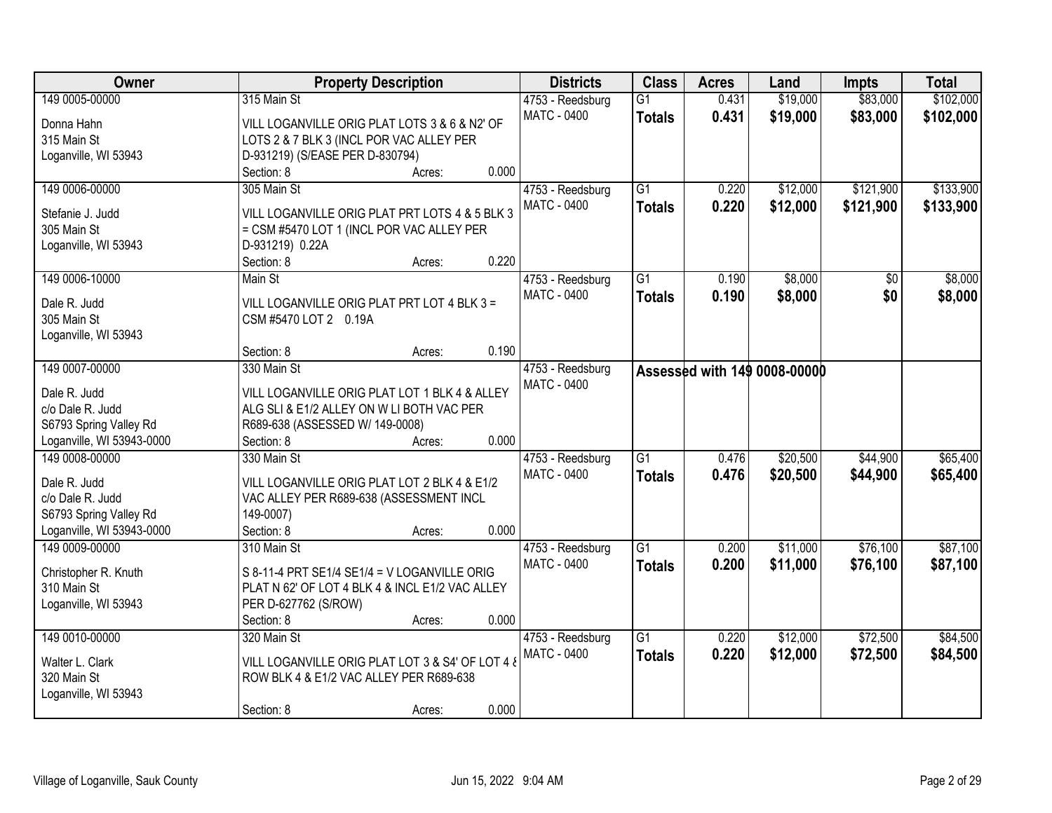| Owner | Property Description | Districts | Class | Acres | Land | Impts | Total |
|---|---|---|---|---|---|---|---|
| 149 0005-00000<br>Donna Hahn<br>315 Main St<br>Loganville, WI 53943 | 315 Main St<br>VILL LOGANVILLE ORIG PLAT LOTS 3 & 6 & N2' OF LOTS 2 & 7 BLK 3 (INCL POR VAC ALLEY PER D-931219) (S/EASE PER D-830794)<br>Section: 8 Acres: 0.000 | 4753 - Reedsburg<br>MATC - 0400 | G1<br>**Totals** | 0.431<br>**0.431** | $19,000<br>**$19,000** | $83,000<br>**$83,000** | $102,000<br>**$102,000** |
| 149 0006-00000<br>Stefanie J. Judd<br>305 Main St<br>Loganville, WI 53943 | 305 Main St<br>VILL LOGANVILLE ORIG PLAT PRT LOTS 4 & 5 BLK 3 = CSM #5470 LOT 1 (INCL POR VAC ALLEY PER D-931219) 0.22A<br>Section: 8 Acres: 0.220 | 4753 - Reedsburg<br>MATC - 0400 | G1<br>**Totals** | 0.220<br>**0.220** | $12,000<br>**$12,000** | $121,900<br>**$121,900** | $133,900<br>**$133,900** |
| 149 0006-10000<br>Dale R. Judd<br>305 Main St<br>Loganville, WI 53943 | Main St<br>VILL LOGANVILLE ORIG PLAT PRT LOT 4 BLK 3 = CSM #5470 LOT 2 0.19A<br>Section: 8 Acres: 0.190 | 4753 - Reedsburg<br>MATC - 0400 | G1<br>**Totals** | 0.190<br>**0.190** | $8,000<br>**$8,000** | $0<br>**$0** | $8,000<br>**$8,000** |
| 149 0007-00000<br>Dale R. Judd<br>c/o Dale R. Judd<br>S6793 Spring Valley Rd<br>Loganville, WI 53943-0000 | 330 Main St<br>VILL LOGANVILLE ORIG PLAT LOT 1 BLK 4 & ALLEY ALG SLI & E1/2 ALLEY ON W LI BOTH VAC PER R689-638 (ASSESSED W/ 149-0008)<br>Section: 8 Acres: 0.000 | 4753 - Reedsburg<br>MATC - 0400 | Assessed with 149 0008-00000 | | | | |
| 149 0008-00000<br>Dale R. Judd<br>c/o Dale R. Judd<br>S6793 Spring Valley Rd<br>Loganville, WI 53943-0000 | 330 Main St<br>VILL LOGANVILLE ORIG PLAT LOT 2 BLK 4 & E1/2 VAC ALLEY PER R689-638 (ASSESSMENT INCL 149-0007)<br>Section: 8 Acres: 0.000 | 4753 - Reedsburg<br>MATC - 0400 | G1<br>**Totals** | 0.476<br>**0.476** | $20,500<br>**$20,500** | $44,900<br>**$44,900** | $65,400<br>**$65,400** |
| 149 0009-00000<br>Christopher R. Knuth<br>310 Main St<br>Loganville, WI 53943 | 310 Main St<br>S 8-11-4 PRT SE1/4 SE1/4 = V LOGANVILLE ORIG PLAT N 62' OF LOT 4 BLK 4 & INCL E1/2 VAC ALLEY PER D-627762 (S/ROW)<br>Section: 8 Acres: 0.000 | 4753 - Reedsburg<br>MATC - 0400 | G1<br>**Totals** | 0.200<br>**0.200** | $11,000<br>**$11,000** | $76,100<br>**$76,100** | $87,100<br>**$87,100** |
| 149 0010-00000<br>Walter L. Clark<br>320 Main St<br>Loganville, WI 53943 | 320 Main St<br>VILL LOGANVILLE ORIG PLAT LOT 3 & S4' OF LOT 4 & ROW BLK 4 & E1/2 VAC ALLEY PER R689-638<br>Section: 8 Acres: 0.000 | 4753 - Reedsburg<br>MATC - 0400 | G1<br>**Totals** | 0.220<br>**0.220** | $12,000<br>**$12,000** | $72,500<br>**$72,500** | $84,500<br>**$84,500** |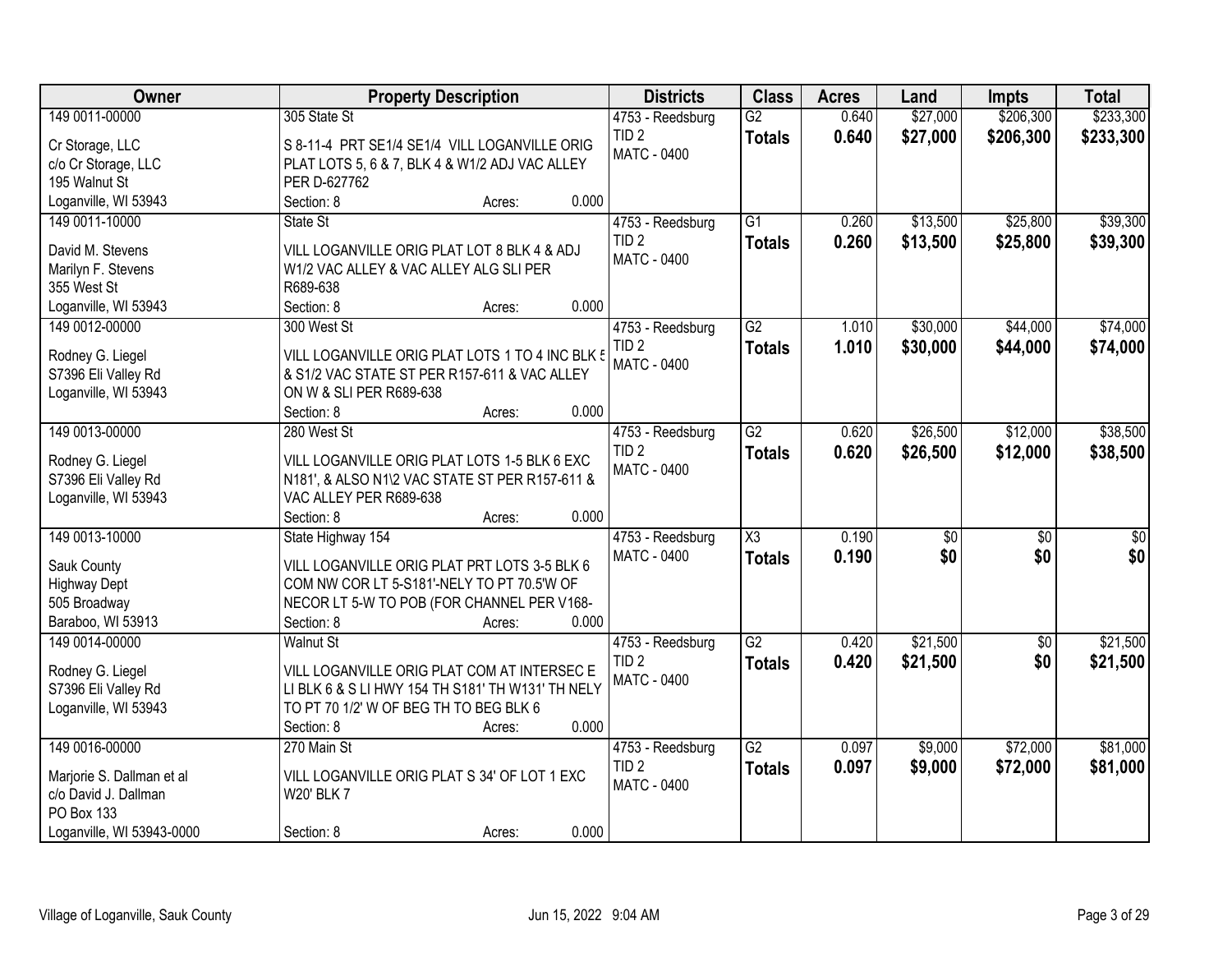| Owner | Property Description | Districts | Class | Acres | Land | Impts | Total |
|---|---|---|---|---|---|---|---|
| 149 0011-00000<br>Cr Storage, LLC<br>c/o Cr Storage, LLC<br>195 Walnut St<br>Loganville, WI 53943 | 305 State St<br>S 8-11-4 PRT SE1/4 SE1/4 VILL LOGANVILLE ORIG PLAT LOTS 5, 6 & 7, BLK 4 & W1/2 ADJ VAC ALLEY PER D-627762<br>Section: 8 Acres: 0.000 | 4753 - Reedsburg<br>TID 2<br>MATC - 0400 | G2<br>**Totals** | 0.640<br>**0.640** | $27,000<br>**$27,000** | $206,300<br>**$206,300** | $233,300<br>**$233,300** |
| 149 0011-10000<br>David M. Stevens<br>Marilyn F. Stevens<br>355 West St<br>Loganville, WI 53943 | State St<br>VILL LOGANVILLE ORIG PLAT LOT 8 BLK 4 & ADJ W1/2 VAC ALLEY & VAC ALLEY ALG SLI PER R689-638<br>Section: 8 Acres: 0.000 | 4753 - Reedsburg<br>TID 2<br>MATC - 0400 | G1<br>**Totals** | 0.260<br>**0.260** | $13,500<br>**$13,500** | $25,800<br>**$25,800** | $39,300<br>**$39,300** |
| 149 0012-00000<br>Rodney G. Liegel<br>S7396 Eli Valley Rd<br>Loganville, WI 53943 | 300 West St<br>VILL LOGANVILLE ORIG PLAT LOTS 1 TO 4 INC BLK 5 & S1/2 VAC STATE ST PER R157-611 & VAC ALLEY ON W & SLI PER R689-638<br>Section: 8 Acres: 0.000 | 4753 - Reedsburg<br>TID 2<br>MATC - 0400 | G2<br>**Totals** | 1.010<br>**1.010** | $30,000<br>**$30,000** | $44,000<br>**$44,000** | $74,000<br>**$74,000** |
| 149 0013-00000<br>Rodney G. Liegel<br>S7396 Eli Valley Rd<br>Loganville, WI 53943 | 280 West St<br>VILL LOGANVILLE ORIG PLAT LOTS 1-5 BLK 6 EXC N181', & ALSO N1\2 VAC STATE ST PER R157-611 & VAC ALLEY PER R689-638<br>Section: 8 Acres: 0.000 | 4753 - Reedsburg<br>TID 2<br>MATC - 0400 | G2<br>**Totals** | 0.620<br>**0.620** | $26,500<br>**$26,500** | $12,000<br>**$12,000** | $38,500<br>**$38,500** |
| 149 0013-10000<br>Sauk County<br>Highway Dept<br>505 Broadway<br>Baraboo, WI 53913 | State Highway 154<br>VILL LOGANVILLE ORIG PLAT PRT LOTS 3-5 BLK 6 COM NW COR LT 5-S181'-NELY TO PT 70.5'W OF NECOR LT 5-W TO POB (FOR CHANNEL PER V168-<br>Section: 8 Acres: 0.000 | 4753 - Reedsburg<br>MATC - 0400 | X3<br>**Totals** | 0.190<br>**0.190** | $0<br>**$0** | $0<br>**$0** | $0<br>**$0** |
| 149 0014-00000<br>Rodney G. Liegel<br>S7396 Eli Valley Rd<br>Loganville, WI 53943 | Walnut St<br>VILL LOGANVILLE ORIG PLAT COM AT INTERSEC E LI BLK 6 & S LI HWY 154 TH S181' TH W131' TH NELY TO PT 70 1/2' W OF BEG TH TO BEG BLK 6<br>Section: 8 Acres: 0.000 | 4753 - Reedsburg<br>TID 2<br>MATC - 0400 | G2<br>**Totals** | 0.420<br>**0.420** | $21,500<br>**$21,500** | $0<br>**$0** | $21,500<br>**$21,500** |
| 149 0016-00000<br>Marjorie S. Dallman et al<br>c/o David J. Dallman<br>PO Box 133<br>Loganville, WI 53943-0000 | 270 Main St<br>VILL LOGANVILLE ORIG PLAT S 34' OF LOT 1 EXC W20' BLK 7<br>Section: 8 Acres: 0.000 | 4753 - Reedsburg<br>TID 2<br>MATC - 0400 | G2<br>**Totals** | 0.097<br>**0.097** | $9,000<br>**$9,000** | $72,000<br>**$72,000** | $81,000<br>**$81,000** |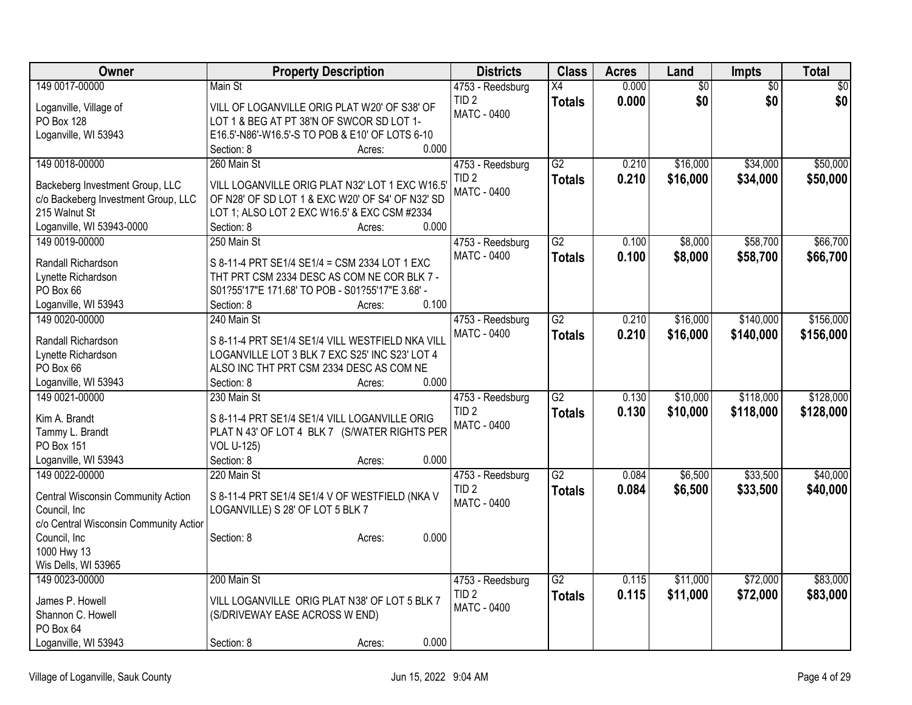| Owner | Property Description | Districts | Class | Acres | Land | Impts | Total |
|---|---|---|---|---|---|---|---|
| 149 0017-00000<br>Loganville, Village of<br>PO Box 128<br>Loganville, WI 53943 | Main St<br>VILL OF LOGANVILLE ORIG PLAT W20' OF S38' OF LOT 1 & BEG AT PT 38'N OF SWCOR SD LOT 1- E16.5'-N86'-W16.5'-S TO POB & E10' OF LOTS 6-10<br>Section: 8 Acres: 0.000 | 4753 - Reedsburg<br>TID 2<br>MATC - 0400 | X4<br>**Totals** | 0.000<br>**0.000** | $0<br>**$0** | $0<br>**$0** | $0<br>**$0** |
| 149 0018-00000<br>Backeberg Investment Group, LLC<br>c/o Backeberg Investment Group, LLC<br>215 Walnut St<br>Loganville, WI 53943-0000 | 260 Main St<br>VILL LOGANVILLE ORIG PLAT N32' LOT 1 EXC W16.5' OF N28' OF SD LOT 1 & EXC W20' OF S4' OF N32' SD LOT 1; ALSO LOT 2 EXC W16.5' & EXC CSM #2334<br>Section: 8 Acres: 0.000 | 4753 - Reedsburg<br>TID 2<br>MATC - 0400 | G2<br>**Totals** | 0.210<br>**0.210** | $16,000<br>**$16,000** | $34,000<br>**$34,000** | $50,000<br>**$50,000** |
| 149 0019-00000<br>Randall Richardson<br>Lynette Richardson<br>PO Box 66<br>Loganville, WI 53943 | 250 Main St<br>S 8-11-4 PRT SE1/4 SE1/4 = CSM 2334 LOT 1 EXC THT PRT CSM 2334 DESC AS COM NE COR BLK 7 - S01?55'17"E 171.68' TO POB - S01?55'17"E 3.68' -<br>Section: 8 Acres: 0.100 | 4753 - Reedsburg<br>MATC - 0400 | G2<br>**Totals** | 0.100<br>**0.100** | $8,000<br>**$8,000** | $58,700<br>**$58,700** | $66,700<br>**$66,700** |
| 149 0020-00000<br>Randall Richardson<br>Lynette Richardson<br>PO Box 66<br>Loganville, WI 53943 | 240 Main St<br>S 8-11-4 PRT SE1/4 SE1/4 VILL WESTFIELD NKA VILL LOGANVILLE LOT 3 BLK 7 EXC S25' INC S23' LOT 4 ALSO INC THT PRT CSM 2334 DESC AS COM NE<br>Section: 8 Acres: 0.000 | 4753 - Reedsburg<br>MATC - 0400 | G2<br>**Totals** | 0.210<br>**0.210** | $16,000<br>**$16,000** | $140,000<br>**$140,000** | $156,000<br>**$156,000** |
| 149 0021-00000<br>Kim A. Brandt<br>Tammy L. Brandt<br>PO Box 151<br>Loganville, WI 53943 | 230 Main St<br>S 8-11-4 PRT SE1/4 SE1/4 VILL LOGANVILLE ORIG PLAT N 43' OF LOT 4 BLK 7 (S/WATER RIGHTS PER VOL U-125)<br>Section: 8 Acres: 0.000 | 4753 - Reedsburg<br>TID 2<br>MATC - 0400 | G2<br>**Totals** | 0.130<br>**0.130** | $10,000<br>**$10,000** | $118,000<br>**$118,000** | $128,000<br>**$128,000** |
| 149 0022-00000<br>Central Wisconsin Community Action Council, Inc<br>c/o Central Wisconsin Community Actior Council, Inc<br>1000 Hwy 13<br>Wis Dells, WI 53965 | 220 Main St<br>S 8-11-4 PRT SE1/4 SE1/4 V OF WESTFIELD (NKA V LOGANVILLE) S 28' OF LOT 5 BLK 7<br>Section: 8 Acres: 0.000 | 4753 - Reedsburg<br>TID 2<br>MATC - 0400 | G2<br>**Totals** | 0.084<br>**0.084** | $6,500<br>**$6,500** | $33,500<br>**$33,500** | $40,000<br>**$40,000** |
| 149 0023-00000<br>James P. Howell<br>Shannon C. Howell<br>PO Box 64<br>Loganville, WI 53943 | 200 Main St<br>VILL LOGANVILLE ORIG PLAT N38' OF LOT 5 BLK 7 (S/DRIVEWAY EASE ACROSS W END)<br>Section: 8 Acres: 0.000 | 4753 - Reedsburg<br>TID 2<br>MATC - 0400 | G2<br>**Totals** | 0.115<br>**0.115** | $11,000<br>**$11,000** | $72,000<br>**$72,000** | $83,000<br>**$83,000** |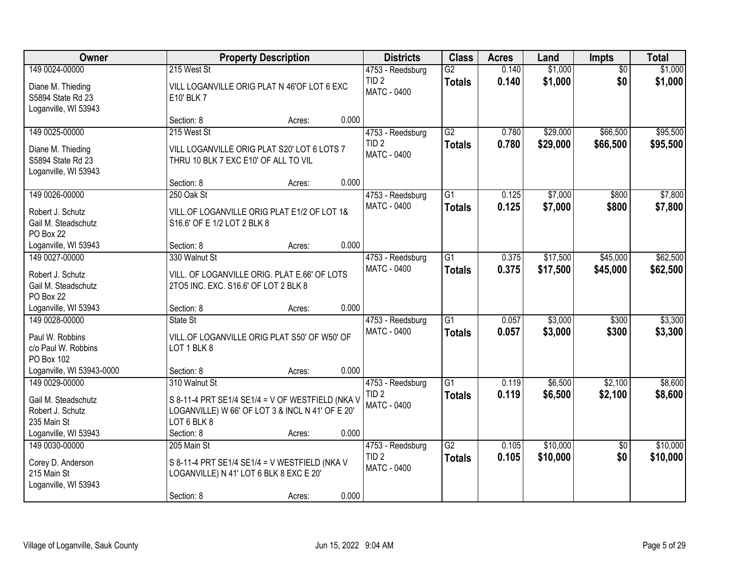| Owner | Property Description | Districts | Class | Acres | Land | Impts | Total |
|---|---|---|---|---|---|---|---|
| 149 0024-00000<br>Diane M. Thieding<br>S5894 State Rd 23<br>Loganville, WI 53943 | 215 West St<br>VILL LOGANVILLE ORIG PLAT N 46'OF LOT 6 EXC E10' BLK 7<br>Section: 8 Acres: 0.000 | 4753 - Reedsburg<br>TID 2<br>MATC - 0400 | G2<br>**Totals** | 0.140<br>**0.140** | $1,000<br>**$1,000** | $0<br>**$0** | $1,000<br>**$1,000** |
| 149 0025-00000<br>Diane M. Thieding<br>S5894 State Rd 23<br>Loganville, WI 53943 | 215 West St<br>VILL LOGANVILLE ORIG PLAT S20' LOT 6 LOTS 7 THRU 10 BLK 7 EXC E10' OF ALL TO VIL<br>Section: 8 Acres: 0.000 | 4753 - Reedsburg<br>TID 2<br>MATC - 0400 | G2<br>**Totals** | 0.780<br>**0.780** | $29,000<br>**$29,000** | $66,500<br>**$66,500** | $95,500<br>**$95,500** |
| 149 0026-00000<br>Robert J. Schutz<br>Gail M. Steadschutz<br>PO Box 22<br>Loganville, WI 53943 | 250 Oak St<br>VILL.OF LOGANVILLE ORIG PLAT E1/2 OF LOT 1& S16.6' OF E 1/2 LOT 2 BLK 8<br>Section: 8 Acres: 0.000 | 4753 - Reedsburg<br>MATC - 0400 | G1<br>**Totals** | 0.125<br>**0.125** | $7,000<br>**$7,000** | $800<br>**$800** | $7,800<br>**$7,800** |
| 149 0027-00000<br>Robert J. Schutz<br>Gail M. Steadschutz<br>PO Box 22<br>Loganville, WI 53943 | 330 Walnut St<br>VILL. OF LOGANVILLE ORIG. PLAT E.66' OF LOTS 2TO5 INC. EXC. S16.6' OF LOT 2 BLK 8<br>Section: 8 Acres: 0.000 | 4753 - Reedsburg<br>MATC - 0400 | G1<br>**Totals** | 0.375<br>**0.375** | $17,500<br>**$17,500** | $45,000<br>**$45,000** | $62,500<br>**$62,500** |
| 149 0028-00000<br>Paul W. Robbins<br>c/o Paul W. Robbins<br>PO Box 102<br>Loganville, WI 53943-0000 | State St<br>VILL.OF LOGANVILLE ORIG PLAT S50' OF W50' OF LOT 1 BLK 8<br>Section: 8 Acres: 0.000 | 4753 - Reedsburg<br>MATC - 0400 | G1<br>**Totals** | 0.057<br>**0.057** | $3,000<br>**$3,000** | $300<br>**$300** | $3,300<br>**$3,300** |
| 149 0029-00000<br>Gail M. Steadschutz<br>Robert J. Schutz<br>235 Main St<br>Loganville, WI 53943 | 310 Walnut St<br>S 8-11-4 PRT SE1/4 SE1/4 = V OF WESTFIELD (NKA V LOGANVILLE) W 66' OF LOT 3 & INCL N 41' OF E 20' LOT 6 BLK 8<br>Section: 8 Acres: 0.000 | 4753 - Reedsburg<br>TID 2<br>MATC - 0400 | G1<br>**Totals** | 0.119<br>**0.119** | $6,500<br>**$6,500** | $2,100<br>**$2,100** | $8,600<br>**$8,600** |
| 149 0030-00000<br>Corey D. Anderson<br>215 Main St<br>Loganville, WI 53943 | 205 Main St<br>S 8-11-4 PRT SE1/4 SE1/4 = V WESTFIELD (NKA V LOGANVILLE) N 41' LOT 6 BLK 8 EXC E 20'<br>Section: 8 Acres: 0.000 | 4753 - Reedsburg<br>TID 2<br>MATC - 0400 | G2<br>**Totals** | 0.105<br>**0.105** | $10,000<br>**$10,000** | $0<br>**$0** | $10,000<br>**$10,000** |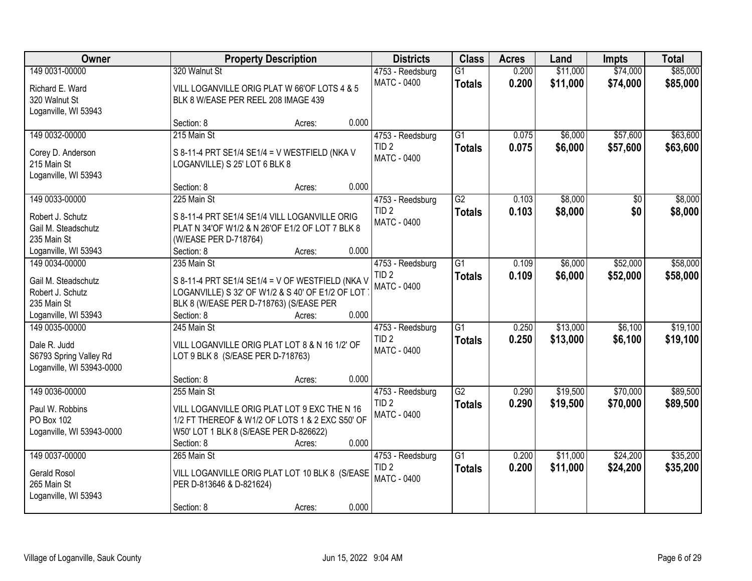| Owner | Property Description | Districts | Class | Acres | Land | Impts | Total |
|---|---|---|---|---|---|---|---|
| 149 0031-00000<br>Richard E. Ward<br>320 Walnut St<br>Loganville, WI 53943 | 320 Walnut St<br>VILL LOGANVILLE ORIG PLAT W 66'OF LOTS 4 & 5 BLK 8 W/EASE PER REEL 208 IMAGE 439<br>Section: 8 Acres: 0.000 | 4753 - Reedsburg<br>MATC - 0400 | G1<br>**Totals** | 0.200<br>**0.200** | $11,000<br>**$11,000** | $74,000<br>**$74,000** | $85,000<br>**$85,000** |
| 149 0032-00000<br>Corey D. Anderson<br>215 Main St<br>Loganville, WI 53943 | 215 Main St<br>S 8-11-4 PRT SE1/4 SE1/4 = V WESTFIELD (NKA V LOGANVILLE) S 25' LOT 6 BLK 8<br>Section: 8 Acres: 0.000 | 4753 - Reedsburg<br>TID 2<br>MATC - 0400 | G1<br>**Totals** | 0.075<br>**0.075** | $6,000<br>**$6,000** | $57,600<br>**$57,600** | $63,600<br>**$63,600** |
| 149 0033-00000<br>Robert J. Schutz<br>Gail M. Steadschutz<br>235 Main St<br>Loganville, WI 53943 | 225 Main St<br>S 8-11-4 PRT SE1/4 SE1/4 VILL LOGANVILLE ORIG PLAT N 34'OF W1/2 & N 26'OF E1/2 OF LOT 7 BLK 8 (W/EASE PER D-718764)<br>Section: 8 Acres: 0.000 | 4753 - Reedsburg<br>TID 2<br>MATC - 0400 | G2<br>**Totals** | 0.103<br>**0.103** | $8,000<br>**$8,000** | $0<br>**$0** | $8,000<br>**$8,000** |
| 149 0034-00000<br>Gail M. Steadschutz<br>Robert J. Schutz<br>235 Main St<br>Loganville, WI 53943 | 235 Main St<br>S 8-11-4 PRT SE1/4 SE1/4 = V OF WESTFIELD (NKA V LOGANVILLE) S 32' OF W1/2 & S 40' OF E1/2 OF LOT 7 BLK 8 (W/EASE PER D-718763) (S/EASE PER<br>Section: 8 Acres: 0.000 | 4753 - Reedsburg<br>TID 2<br>MATC - 0400 | G1<br>**Totals** | 0.109<br>**0.109** | $6,000<br>**$6,000** | $52,000<br>**$52,000** | $58,000<br>**$58,000** |
| 149 0035-00000<br>Dale R. Judd<br>S6793 Spring Valley Rd<br>Loganville, WI 53943-0000 | 245 Main St<br>VILL LOGANVILLE ORIG PLAT LOT 8 & N 16 1/2' OF LOT 9 BLK 8 (S/EASE PER D-718763)<br>Section: 8 Acres: 0.000 | 4753 - Reedsburg<br>TID 2<br>MATC - 0400 | G1<br>**Totals** | 0.250<br>**0.250** | $13,000<br>**$13,000** | $6,100<br>**$6,100** | $19,100<br>**$19,100** |
| 149 0036-00000<br>Paul W. Robbins<br>PO Box 102<br>Loganville, WI 53943-0000 | 255 Main St<br>VILL LOGANVILLE ORIG PLAT LOT 9 EXC THE N 16 1/2 FT THEREOF & W1/2 OF LOTS 1 & 2 EXC S50' OF W50' LOT 1 BLK 8 (S/EASE PER D-826622)<br>Section: 8 Acres: 0.000 | 4753 - Reedsburg<br>TID 2<br>MATC - 0400 | G2<br>**Totals** | 0.290<br>**0.290** | $19,500<br>**$19,500** | $70,000<br>**$70,000** | $89,500<br>**$89,500** |
| 149 0037-00000<br>Gerald Rosol<br>265 Main St<br>Loganville, WI 53943 | 265 Main St<br>VILL LOGANVILLE ORIG PLAT LOT 10 BLK 8 (S/EASE PER D-813646 & D-821624)<br>Section: 8 Acres: 0.000 | 4753 - Reedsburg<br>TID 2<br>MATC - 0400 | G1<br>**Totals** | 0.200<br>**0.200** | $11,000<br>**$11,000** | $24,200<br>**$24,200** | $35,200<br>**$35,200** |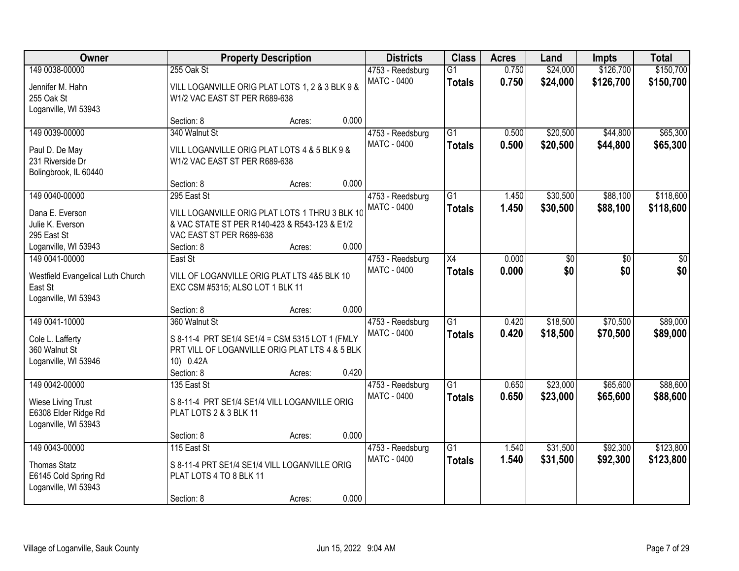| Owner | Property Description | Districts | Class | Acres | Land | Impts | Total |
|---|---|---|---|---|---|---|---|
| 149 0038-00000<br>Jennifer M. Hahn<br>255 Oak St<br>Loganville, WI 53943 | 255 Oak St<br>VILL LOGANVILLE ORIG PLAT LOTS 1, 2 & 3 BLK 9 & W1/2 VAC EAST ST PER R689-638<br>Section: 8 Acres: 0.000 | 4753 - Reedsburg<br>MATC - 0400 | G1<br>**Totals** | 0.750<br>**0.750** | $24,000<br>**$24,000** | $126,700<br>**$126,700** | $150,700<br>**$150,700** |
| 149 0039-00000<br>Paul D. De May<br>231 Riverside Dr<br>Bolingbrook, IL 60440 | 340 Walnut St<br>VILL LOGANVILLE ORIG PLAT LOTS 4 & 5 BLK 9 & W1/2 VAC EAST ST PER R689-638<br>Section: 8 Acres: 0.000 | 4753 - Reedsburg<br>MATC - 0400 | G1<br>**Totals** | 0.500<br>**0.500** | $20,500<br>**$20,500** | $44,800<br>**$44,800** | $65,300<br>**$65,300** |
| 149 0040-00000<br>Dana E. Everson<br>Julie K. Everson<br>295 East St<br>Loganville, WI 53943 | 295 East St<br>VILL LOGANVILLE ORIG PLAT LOTS 1 THRU 3 BLK 10 & VAC STATE ST PER R140-423 & R543-123 & E1/2 VAC EAST ST PER R689-638<br>Section: 8 Acres: 0.000 | 4753 - Reedsburg<br>MATC - 0400 | G1<br>**Totals** | 1.450<br>**1.450** | $30,500<br>**$30,500** | $88,100<br>**$88,100** | $118,600<br>**$118,600** |
| 149 0041-00000<br>Westfield Evangelical Luth Church<br>East St<br>Loganville, WI 53943 | East St<br>VILL OF LOGANVILLE ORIG PLAT LTS 4&5 BLK 10 EXC CSM #5315; ALSO LOT 1 BLK 11<br>Section: 8 Acres: 0.000 | 4753 - Reedsburg<br>MATC - 0400 | X4<br>**Totals** | 0.000<br>**0.000** | $0<br>**$0** | $0<br>**$0** | $0<br>**$0** |
| 149 0041-10000<br>Cole L. Lafferty<br>360 Walnut St<br>Loganville, WI 53946 | 360 Walnut St<br>S 8-11-4 PRT SE1/4 SE1/4 = CSM 5315 LOT 1 (FMLY PRT VILL OF LOGANVILLE ORIG PLAT LTS 4 & 5 BLK 10) 0.42A<br>Section: 8 Acres: 0.420 | 4753 - Reedsburg<br>MATC - 0400 | G1<br>**Totals** | 0.420<br>**0.420** | $18,500<br>**$18,500** | $70,500<br>**$70,500** | $89,000<br>**$89,000** |
| 149 0042-00000<br>Wiese Living Trust<br>E6308 Elder Ridge Rd<br>Loganville, WI 53943 | 135 East St<br>S 8-11-4 PRT SE1/4 SE1/4 VILL LOGANVILLE ORIG PLAT LOTS 2 & 3 BLK 11<br>Section: 8 Acres: 0.000 | 4753 - Reedsburg<br>MATC - 0400 | G1<br>**Totals** | 0.650<br>**0.650** | $23,000<br>**$23,000** | $65,600<br>**$65,600** | $88,600<br>**$88,600** |
| 149 0043-00000<br>Thomas Statz<br>E6145 Cold Spring Rd<br>Loganville, WI 53943 | 115 East St<br>S 8-11-4 PRT SE1/4 SE1/4 VILL LOGANVILLE ORIG PLAT LOTS 4 TO 8 BLK 11<br>Section: 8 Acres: 0.000 | 4753 - Reedsburg<br>MATC - 0400 | G1<br>**Totals** | 1.540<br>**1.540** | $31,500<br>**$31,500** | $92,300<br>**$92,300** | $123,800<br>**$123,800** |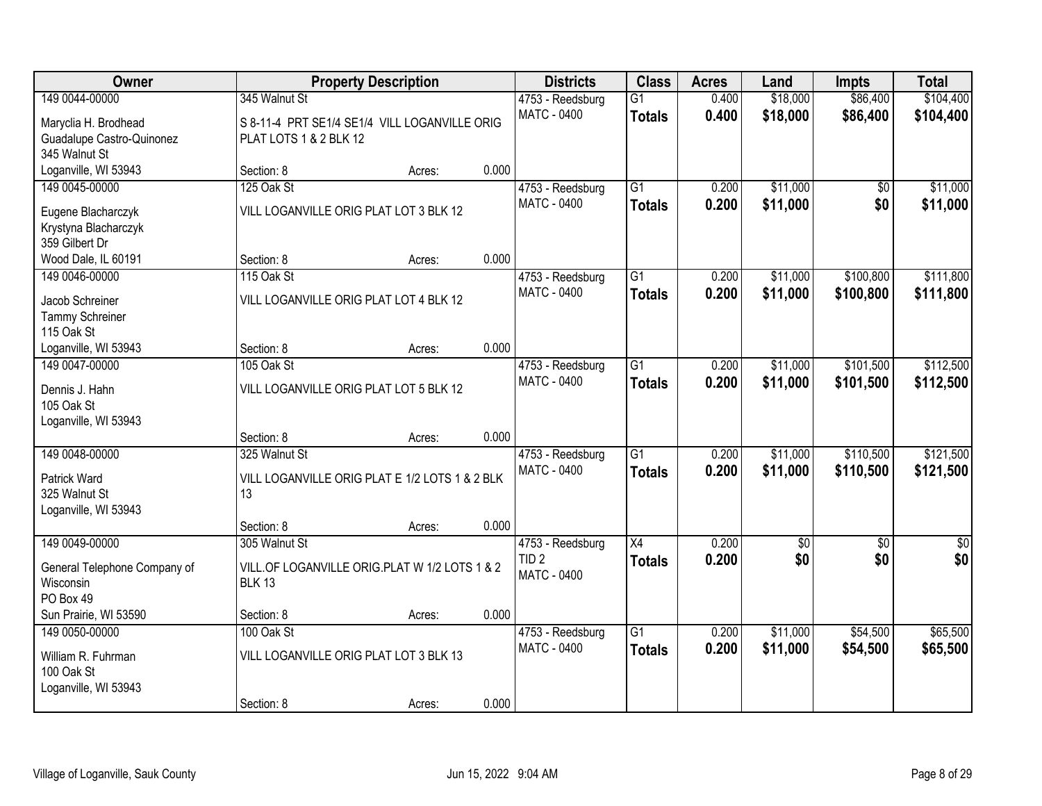| Owner | Property Description | Districts | Class | Acres | Land | Impts | Total |
|---|---|---|---|---|---|---|---|
| 149 0044-00000<br>Maryclia H. Brodhead<br>Guadalupe Castro-Quinonez<br>345 Walnut St<br>Loganville, WI 53943 | 345 Walnut St<br>S 8-11-4 PRT SE1/4 SE1/4 VILL LOGANVILLE ORIG PLAT LOTS 1 & 2 BLK 12<br>Section: 8 Acres: 0.000 | 4753 - Reedsburg<br>MATC - 0400 | G1<br>**Totals** | 0.400<br>**0.400** | $18,000<br>**$18,000** | $86,400<br>**$86,400** | $104,400<br>**$104,400** |
| 149 0045-00000<br>Eugene Blacharczyk<br>Krystyna Blacharczyk<br>359 Gilbert Dr<br>Wood Dale, IL 60191 | 125 Oak St<br>VILL LOGANVILLE ORIG PLAT LOT 3 BLK 12<br>Section: 8 Acres: 0.000 | 4753 - Reedsburg<br>MATC - 0400 | G1<br>**Totals** | 0.200<br>**0.200** | $11,000<br>**$11,000** | $0<br>**$0** | $11,000<br>**$11,000** |
| 149 0046-00000<br>Jacob Schreiner<br>Tammy Schreiner<br>115 Oak St<br>Loganville, WI 53943 | 115 Oak St<br>VILL LOGANVILLE ORIG PLAT LOT 4 BLK 12<br>Section: 8 Acres: 0.000 | 4753 - Reedsburg<br>MATC - 0400 | G1<br>**Totals** | 0.200<br>**0.200** | $11,000<br>**$11,000** | $100,800<br>**$100,800** | $111,800<br>**$111,800** |
| 149 0047-00000<br>Dennis J. Hahn<br>105 Oak St<br>Loganville, WI 53943 | 105 Oak St<br>VILL LOGANVILLE ORIG PLAT LOT 5 BLK 12<br>Section: 8 Acres: 0.000 | 4753 - Reedsburg<br>MATC - 0400 | G1<br>**Totals** | 0.200<br>**0.200** | $11,000<br>**$11,000** | $101,500<br>**$101,500** | $112,500<br>**$112,500** |
| 149 0048-00000<br>Patrick Ward<br>325 Walnut St<br>Loganville, WI 53943 | 325 Walnut St<br>VILL LOGANVILLE ORIG PLAT E 1/2 LOTS 1 & 2 BLK 13<br>Section: 8 Acres: 0.000 | 4753 - Reedsburg<br>MATC - 0400 | G1<br>**Totals** | 0.200<br>**0.200** | $11,000<br>**$11,000** | $110,500<br>**$110,500** | $121,500<br>**$121,500** |
| 149 0049-00000<br>General Telephone Company of Wisconsin<br>PO Box 49<br>Sun Prairie, WI 53590 | 305 Walnut St<br>VILL.OF LOGANVILLE ORIG.PLAT W 1/2 LOTS 1 & 2 BLK 13<br>Section: 8 Acres: 0.000 | 4753 - Reedsburg<br>TID 2<br>MATC - 0400 | X4<br>**Totals** | 0.200<br>**0.200** | $0<br>**$0** | $0<br>**$0** | $0<br>**$0** |
| 149 0050-00000<br>William R. Fuhrman<br>100 Oak St<br>Loganville, WI 53943 | 100 Oak St<br>VILL LOGANVILLE ORIG PLAT LOT 3 BLK 13<br>Section: 8 Acres: 0.000 | 4753 - Reedsburg<br>MATC - 0400 | G1<br>**Totals** | 0.200<br>**0.200** | $11,000<br>**$11,000** | $54,500<br>**$54,500** | $65,500<br>**$65,500** |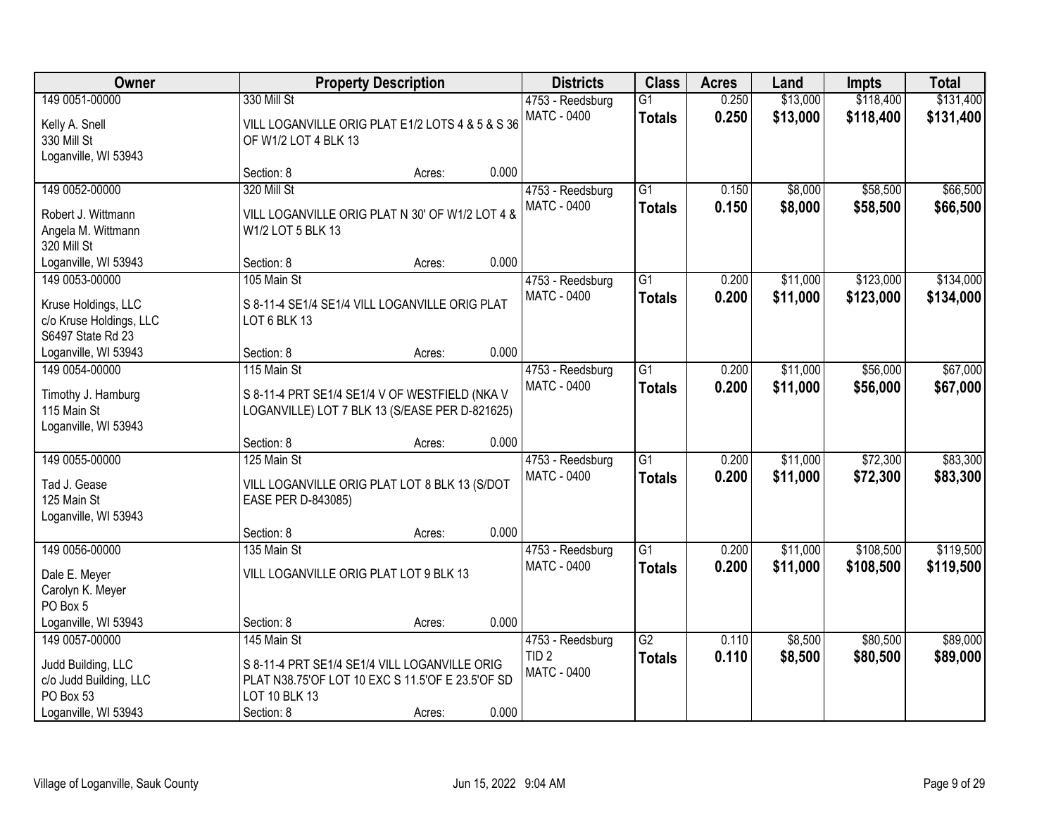| Owner | Property Description | Districts | Class | Acres | Land | Impts | Total |
|---|---|---|---|---|---|---|---|
| 149 0051-00000<br>Kelly A. Snell<br>330 Mill St<br>Loganville, WI 53943 | 330 Mill St<br>VILL LOGANVILLE ORIG PLAT E1/2 LOTS 4 & 5 & S 36 OF W1/2 LOT 4 BLK 13<br>Section: 8 Acres: 0.000 | 4753 - Reedsburg<br>MATC - 0400 | G1<br>**Totals** | 0.250<br>**0.250** | $13,000<br>**$13,000** | $118,400<br>**$118,400** | $131,400<br>**$131,400** |
| 149 0052-00000<br>Robert J. Wittmann<br>Angela M. Wittmann<br>320 Mill St<br>Loganville, WI 53943 | 320 Mill St<br>VILL LOGANVILLE ORIG PLAT N 30' OF W1/2 LOT 4 & W1/2 LOT 5 BLK 13<br>Section: 8 Acres: 0.000 | 4753 - Reedsburg<br>MATC - 0400 | G1<br>**Totals** | 0.150<br>**0.150** | $8,000<br>**$8,000** | $58,500<br>**$58,500** | $66,500<br>**$66,500** |
| 149 0053-00000<br>Kruse Holdings, LLC<br>c/o Kruse Holdings, LLC<br>S6497 State Rd 23<br>Loganville, WI 53943 | 105 Main St<br>S 8-11-4 SE1/4 SE1/4 VILL LOGANVILLE ORIG PLAT LOT 6 BLK 13<br>Section: 8 Acres: 0.000 | 4753 - Reedsburg<br>MATC - 0400 | G1<br>**Totals** | 0.200<br>**0.200** | $11,000<br>**$11,000** | $123,000<br>**$123,000** | $134,000<br>**$134,000** |
| 149 0054-00000<br>Timothy J. Hamburg<br>115 Main St<br>Loganville, WI 53943 | 115 Main St<br>S 8-11-4 PRT SE1/4 SE1/4 V OF WESTFIELD (NKA V LOGANVILLE) LOT 7 BLK 13 (S/EASE PER D-821625)<br>Section: 8 Acres: 0.000 | 4753 - Reedsburg<br>MATC - 0400 | G1<br>**Totals** | 0.200<br>**0.200** | $11,000<br>**$11,000** | $56,000<br>**$56,000** | $67,000<br>**$67,000** |
| 149 0055-00000<br>Tad J. Gease<br>125 Main St<br>Loganville, WI 53943 | 125 Main St<br>VILL LOGANVILLE ORIG PLAT LOT 8 BLK 13 (S/DOT EASE PER D-843085)<br>Section: 8 Acres: 0.000 | 4753 - Reedsburg<br>MATC - 0400 | G1<br>**Totals** | 0.200<br>**0.200** | $11,000<br>**$11,000** | $72,300<br>**$72,300** | $83,300<br>**$83,300** |
| 149 0056-00000<br>Dale E. Meyer<br>Carolyn K. Meyer<br>PO Box 5<br>Loganville, WI 53943 | 135 Main St<br>VILL LOGANVILLE ORIG PLAT LOT 9 BLK 13<br>Section: 8 Acres: 0.000 | 4753 - Reedsburg<br>MATC - 0400 | G1<br>**Totals** | 0.200<br>**0.200** | $11,000<br>**$11,000** | $108,500<br>**$108,500** | $119,500<br>**$119,500** |
| 149 0057-00000<br>Judd Building, LLC<br>c/o Judd Building, LLC<br>PO Box 53<br>Loganville, WI 53943 | 145 Main St<br>S 8-11-4 PRT SE1/4 SE1/4 VILL LOGANVILLE ORIG PLAT N38.75'OF LOT 10 EXC S 11.5'OF E 23.5'OF SD LOT 10 BLK 13<br>Section: 8 Acres: 0.000 | 4753 - Reedsburg<br>TID 2<br>MATC - 0400 | G2<br>**Totals** | 0.110<br>**0.110** | $8,500<br>**$8,500** | $80,500<br>**$80,500** | $89,000<br>**$89,000** |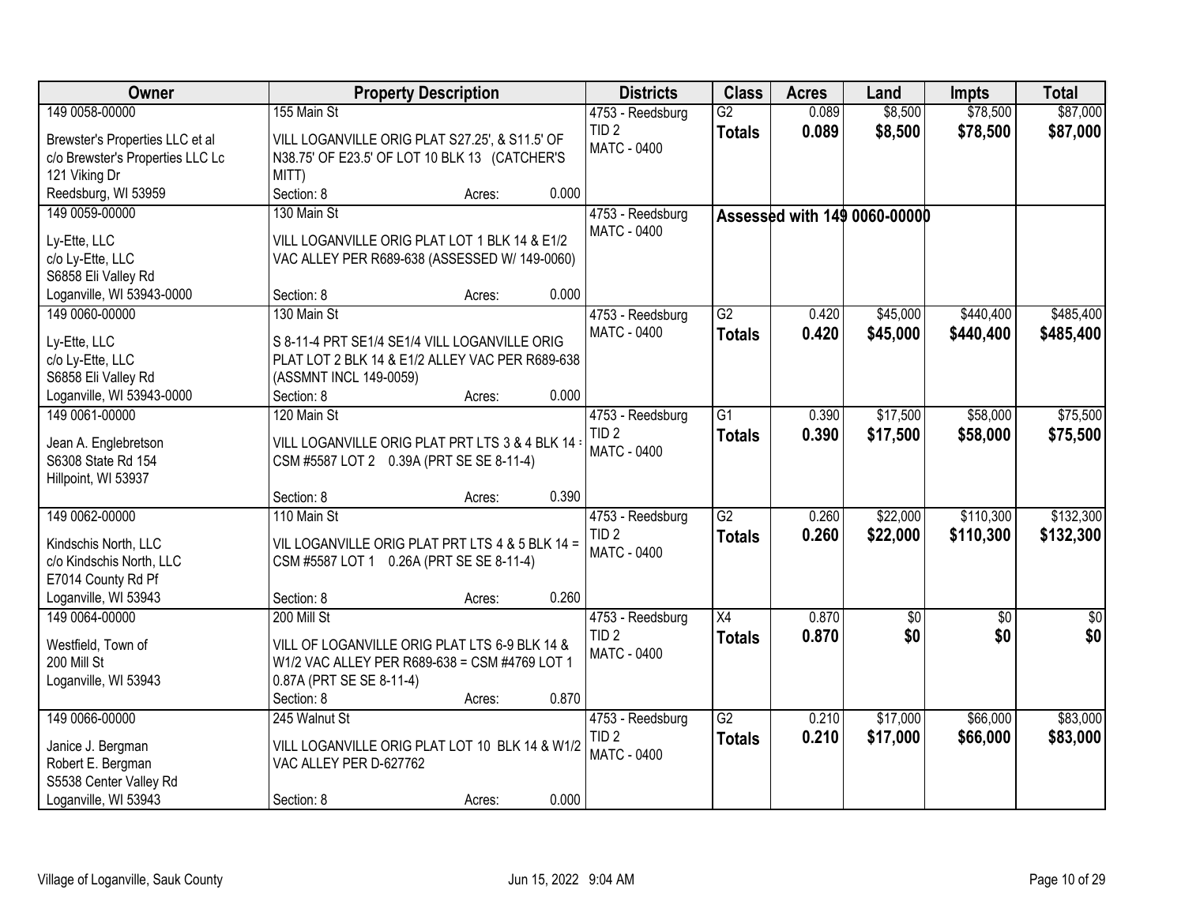| Owner | Property Description | Districts | Class | Acres | Land | Impts | Total |
|---|---|---|---|---|---|---|---|
| 149 0058-00000<br>Brewster's Properties LLC et al<br>c/o Brewster's Properties LLC Lc<br>121 Viking Dr<br>Reedsburg, WI 53959 | 155 Main St<br>VILL LOGANVILLE ORIG PLAT S27.25', & S11.5' OF N38.75' OF E23.5' OF LOT 10 BLK 13 (CATCHER'S MITT)<br>Section: 8 Acres: 0.000 | 4753 - Reedsburg<br>TID 2<br>MATC - 0400 | G2<br>**Totals** | 0.089<br>**0.089** | $8,500<br>**$8,500** | $78,500<br>**$78,500** | $87,000<br>**$87,000** |
| 149 0059-00000<br>Ly-Ette, LLC<br>c/o Ly-Ette, LLC<br>S6858 Eli Valley Rd<br>Loganville, WI 53943-0000 | 130 Main St<br>VILL LOGANVILLE ORIG PLAT LOT 1 BLK 14 & E1/2 VAC ALLEY PER R689-638 (ASSESSED W/ 149-0060)<br>Section: 8 Acres: 0.000 | 4753 - Reedsburg<br>MATC - 0400 | **Assessed with 149 0060-00000** | | | | |
| 149 0060-00000<br>Ly-Ette, LLC<br>c/o Ly-Ette, LLC<br>S6858 Eli Valley Rd<br>Loganville, WI 53943-0000 | 130 Main St<br>S 8-11-4 PRT SE1/4 SE1/4 VILL LOGANVILLE ORIG PLAT LOT 2 BLK 14 & E1/2 ALLEY VAC PER R689-638 (ASSMNT INCL 149-0059)<br>Section: 8 Acres: 0.000 | 4753 - Reedsburg<br>MATC - 0400 | G2<br>**Totals** | 0.420<br>**0.420** | $45,000<br>**$45,000** | $440,400<br>**$440,400** | $485,400<br>**$485,400** |
| 149 0061-00000<br>Jean A. Englebretson<br>S6308 State Rd 154<br>Hillpoint, WI 53937 | 120 Main St<br>VILL LOGANVILLE ORIG PLAT PRT LTS 3 & 4 BLK 14 = CSM #5587 LOT 2 0.39A (PRT SE SE 8-11-4)<br>Section: 8 Acres: 0.390 | 4753 - Reedsburg<br>TID 2<br>MATC - 0400 | G1<br>**Totals** | 0.390<br>**0.390** | $17,500<br>**$17,500** | $58,000<br>**$58,000** | $75,500<br>**$75,500** |
| 149 0062-00000<br>Kindschis North, LLC<br>c/o Kindschis North, LLC<br>E7014 County Rd Pf<br>Loganville, WI 53943 | 110 Main St<br>VIL LOGANVILLE ORIG PLAT PRT LTS 4 & 5 BLK 14 = CSM #5587 LOT 1 0.26A (PRT SE SE 8-11-4)<br>Section: 8 Acres: 0.260 | 4753 - Reedsburg<br>TID 2<br>MATC - 0400 | G2<br>**Totals** | 0.260<br>**0.260** | $22,000<br>**$22,000** | $110,300<br>**$110,300** | $132,300<br>**$132,300** |
| 149 0064-00000<br>Westfield, Town of<br>200 Mill St<br>Loganville, WI 53943 | 200 Mill St<br>VILL OF LOGANVILLE ORIG PLAT LTS 6-9 BLK 14 & W1/2 VAC ALLEY PER R689-638 = CSM #4769 LOT 1 0.87A (PRT SE SE 8-11-4)<br>Section: 8 Acres: 0.870 | 4753 - Reedsburg<br>TID 2<br>MATC - 0400 | X4<br>**Totals** | 0.870<br>**0.870** | $0<br>**$0** | $0<br>**$0** | $0<br>**$0** |
| 149 0066-00000<br>Janice J. Bergman<br>Robert E. Bergman<br>S5538 Center Valley Rd<br>Loganville, WI 53943 | 245 Walnut St<br>VILL LOGANVILLE ORIG PLAT LOT 10 BLK 14 & W1/2 VAC ALLEY PER D-627762<br>Section: 8 Acres: 0.000 | 4753 - Reedsburg<br>TID 2<br>MATC - 0400 | G2<br>**Totals** | 0.210<br>**0.210** | $17,000<br>**$17,000** | $66,000<br>**$66,000** | $83,000<br>**$83,000** |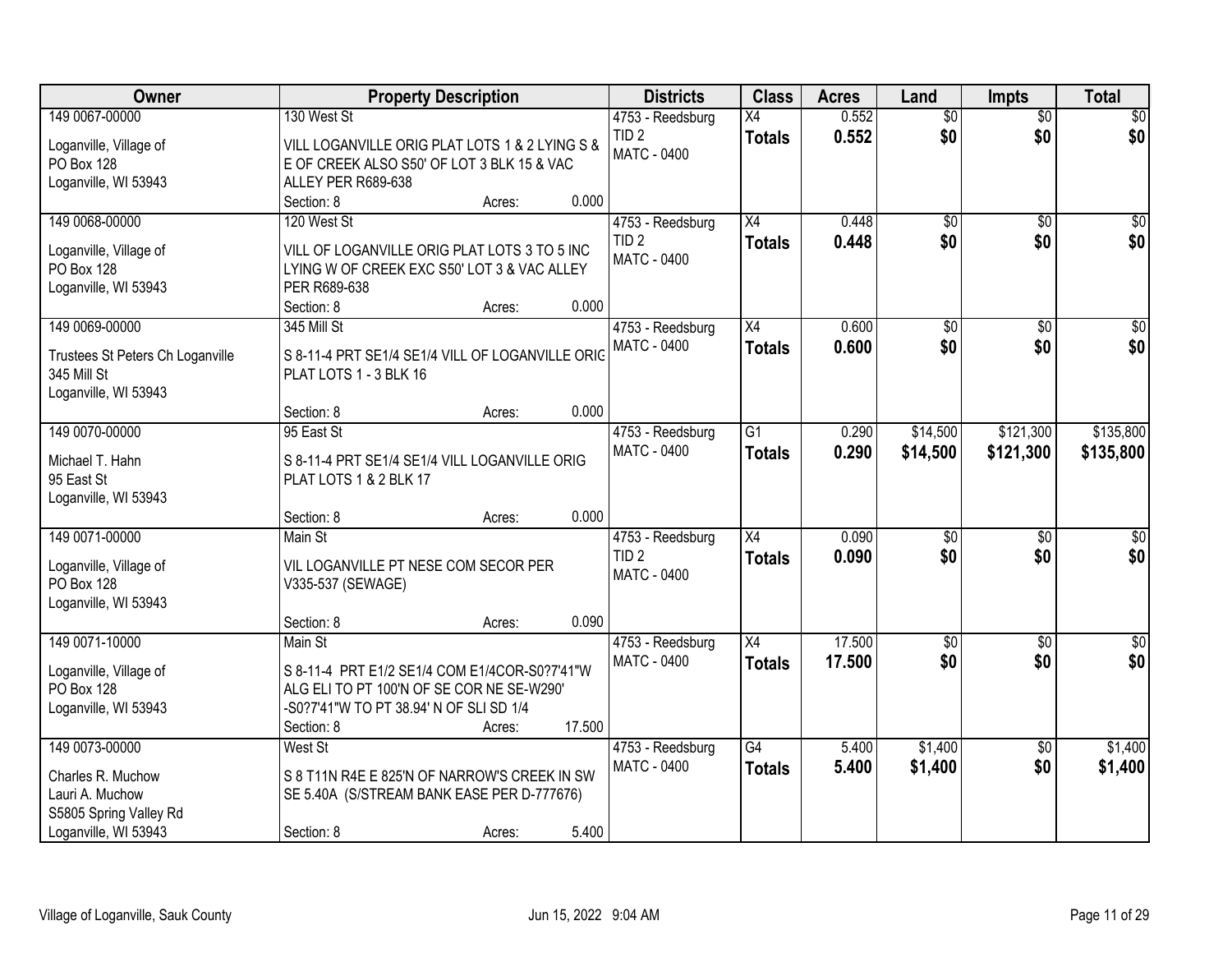| Owner | Property Description | Districts | Class | Acres | Land | Impts | Total |
|---|---|---|---|---|---|---|---|
| 149 0067-00000<br><br>Loganville, Village of<br>PO Box 128<br>Loganville, WI 53943 | 130 West St<br><br>VILL LOGANVILLE ORIG PLAT LOTS 1 & 2 LYING S & E OF CREEK ALSO S50' OF LOT 3 BLK 15 & VAC ALLEY PER R689-638<br>Section: 8 Acres: 0.000 | 4753 - Reedsburg<br>TID 2<br>MATC - 0400 | X4<br>**Totals** | 0.552<br>**0.552** | $0<br>**$0** | $0<br>**$0** | $0<br>**$0** |
| 149 0068-00000<br><br>Loganville, Village of<br>PO Box 128<br>Loganville, WI 53943 | 120 West St<br><br>VILL OF LOGANVILLE ORIG PLAT LOTS 3 TO 5 INC LYING W OF CREEK EXC S50' LOT 3 & VAC ALLEY PER R689-638<br>Section: 8 Acres: 0.000 | 4753 - Reedsburg<br>TID 2<br>MATC - 0400 | X4<br>**Totals** | 0.448<br>**0.448** | $0<br>**$0** | $0<br>**$0** | $0<br>**$0** |
| 149 0069-00000<br><br>Trustees St Peters Ch Loganville<br>345 Mill St<br>Loganville, WI 53943 | 345 Mill St<br><br>S 8-11-4 PRT SE1/4 SE1/4 VILL OF LOGANVILLE ORIG PLAT LOTS 1 - 3 BLK 16<br>Section: 8 Acres: 0.000 | 4753 - Reedsburg<br>MATC - 0400 | X4<br>**Totals** | 0.600<br>**0.600** | $0<br>**$0** | $0<br>**$0** | $0<br>**$0** |
| 149 0070-00000<br><br>Michael T. Hahn<br>95 East St<br>Loganville, WI 53943 | 95 East St<br><br>S 8-11-4 PRT SE1/4 SE1/4 VILL LOGANVILLE ORIG PLAT LOTS 1 & 2 BLK 17<br>Section: 8 Acres: 0.000 | 4753 - Reedsburg<br>MATC - 0400 | G1<br>**Totals** | 0.290<br>**0.290** | $14,500<br>**$14,500** | $121,300<br>**$121,300** | $135,800<br>**$135,800** |
| 149 0071-00000<br><br>Loganville, Village of<br>PO Box 128<br>Loganville, WI 53943 | Main St<br><br>VIL LOGANVILLE PT NESE COM SECOR PER V335-537 (SEWAGE)<br>Section: 8 Acres: 0.090 | 4753 - Reedsburg<br>TID 2<br>MATC - 0400 | X4<br>**Totals** | 0.090<br>**0.090** | $0<br>**$0** | $0<br>**$0** | $0<br>**$0** |
| 149 0071-10000<br><br>Loganville, Village of<br>PO Box 128<br>Loganville, WI 53943 | Main St<br><br>S 8-11-4 PRT E1/2 SE1/4 COM E1/4COR-S0?7'41"W ALG ELI TO PT 100'N OF SE COR NE SE-W290' -S0?7'41"W TO PT 38.94' N OF SLI SD 1/4<br>Section: 8 Acres: 17.500 | 4753 - Reedsburg<br>MATC - 0400 | X4<br>**Totals** | 17.500<br>**17.500** | $0<br>**$0** | $0<br>**$0** | $0<br>**$0** |
| 149 0073-00000<br><br>Charles R. Muchow<br>Lauri A. Muchow<br>S5805 Spring Valley Rd<br>Loganville, WI 53943 | West St<br><br>S 8 T11N R4E E 825'N OF NARROW'S CREEK IN SW SE 5.40A (S/STREAM BANK EASE PER D-777676)<br>Section: 8 Acres: 5.400 | 4753 - Reedsburg<br>MATC - 0400 | G4<br>**Totals** | 5.400<br>**5.400** | $1,400<br>**$1,400** | $0<br>**$0** | $1,400<br>**$1,400** |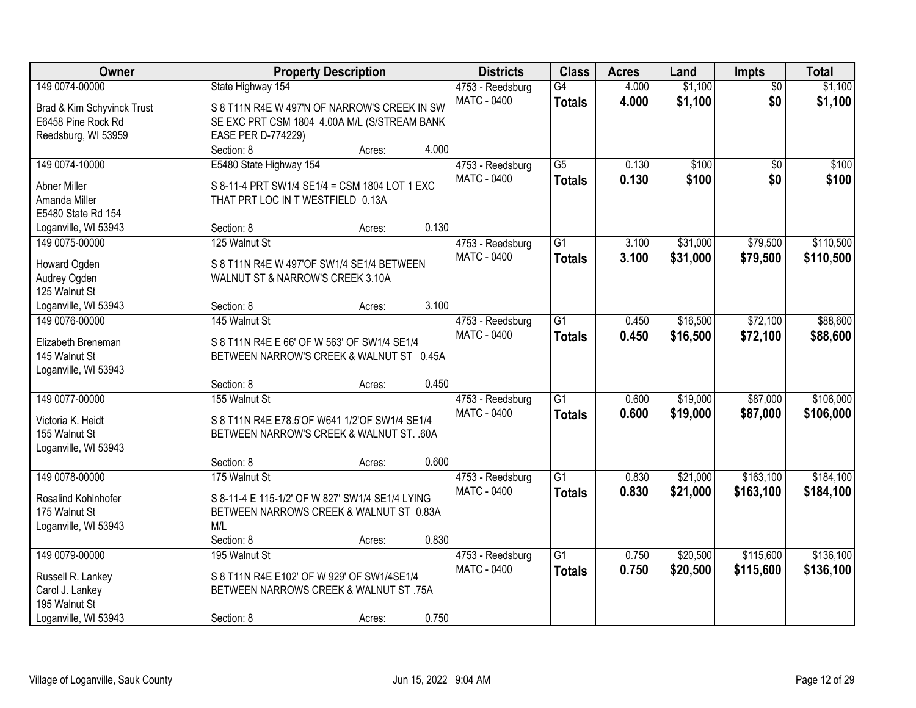| Owner | Property Description | Districts | Class | Acres | Land | Impts | Total |
|---|---|---|---|---|---|---|---|
| 149 0074-00000<br>Brad & Kim Schyvinck Trust<br>E6458 Pine Rock Rd<br>Reedsburg, WI 53959 | State Highway 154<br>S 8 T11N R4E W 497'N OF NARROW'S CREEK IN SW SE EXC PRT CSM 1804 4.00A M/L (S/STREAM BANK EASE PER D-774229)<br>Section: 8 Acres: 4.000 | 4753 - Reedsburg<br>MATC - 0400 | G4<br>**Totals** | 4.000<br>**4.000** | $1,100<br>**$1,100** | $0<br>**$0** | $1,100<br>**$1,100** |
| 149 0074-10000<br>Abner Miller<br>Amanda Miller<br>E5480 State Rd 154<br>Loganville, WI 53943 | E5480 State Highway 154<br>S 8-11-4 PRT SW1/4 SE1/4 = CSM 1804 LOT 1 EXC THAT PRT LOC IN T WESTFIELD 0.13A<br>Section: 8 Acres: 0.130 | 4753 - Reedsburg<br>MATC - 0400 | G5<br>**Totals** | 0.130<br>**0.130** | $100<br>**$100** | $0<br>**$0** | $100<br>**$100** |
| 149 0075-00000<br>Howard Ogden<br>Audrey Ogden<br>125 Walnut St<br>Loganville, WI 53943 | 125 Walnut St<br>S 8 T11N R4E W 497'OF SW1/4 SE1/4 BETWEEN WALNUT ST & NARROW'S CREEK 3.10A<br>Section: 8 Acres: 3.100 | 4753 - Reedsburg<br>MATC - 0400 | G1<br>**Totals** | 3.100<br>**3.100** | $31,000<br>**$31,000** | $79,500<br>**$79,500** | $110,500<br>**$110,500** |
| 149 0076-00000<br>Elizabeth Breneman<br>145 Walnut St<br>Loganville, WI 53943 | 145 Walnut St<br>S 8 T11N R4E E 66' OF W 563' OF SW1/4 SE1/4 BETWEEN NARROW'S CREEK & WALNUT ST 0.45A<br>Section: 8 Acres: 0.450 | 4753 - Reedsburg<br>MATC - 0400 | G1<br>**Totals** | 0.450<br>**0.450** | $16,500<br>**$16,500** | $72,100<br>**$72,100** | $88,600<br>**$88,600** |
| 149 0077-00000<br>Victoria K. Heidt<br>155 Walnut St<br>Loganville, WI 53943 | 155 Walnut St<br>S 8 T11N R4E E78.5'OF W641 1/2'OF SW1/4 SE1/4 BETWEEN NARROW'S CREEK & WALNUT ST. .60A<br>Section: 8 Acres: 0.600 | 4753 - Reedsburg<br>MATC - 0400 | G1<br>**Totals** | 0.600<br>**0.600** | $19,000<br>**$19,000** | $87,000<br>**$87,000** | $106,000<br>**$106,000** |
| 149 0078-00000<br>Rosalind Kohlnhofer<br>175 Walnut St<br>Loganville, WI 53943 | 175 Walnut St<br>S 8-11-4 E 115-1/2' OF W 827' SW1/4 SE1/4 LYING BETWEEN NARROWS CREEK & WALNUT ST 0.83A M/L<br>Section: 8 Acres: 0.830 | 4753 - Reedsburg<br>MATC - 0400 | G1<br>**Totals** | 0.830<br>**0.830** | $21,000<br>**$21,000** | $163,100<br>**$163,100** | $184,100<br>**$184,100** |
| 149 0079-00000<br>Russell R. Lankey<br>Carol J. Lankey<br>195 Walnut St<br>Loganville, WI 53943 | 195 Walnut St<br>S 8 T11N R4E E102' OF W 929' OF SW1/4SE1/4 BETWEEN NARROWS CREEK & WALNUT ST .75A<br>Section: 8 Acres: 0.750 | 4753 - Reedsburg<br>MATC - 0400 | G1<br>**Totals** | 0.750<br>**0.750** | $20,500<br>**$20,500** | $115,600<br>**$115,600** | $136,100<br>**$136,100** |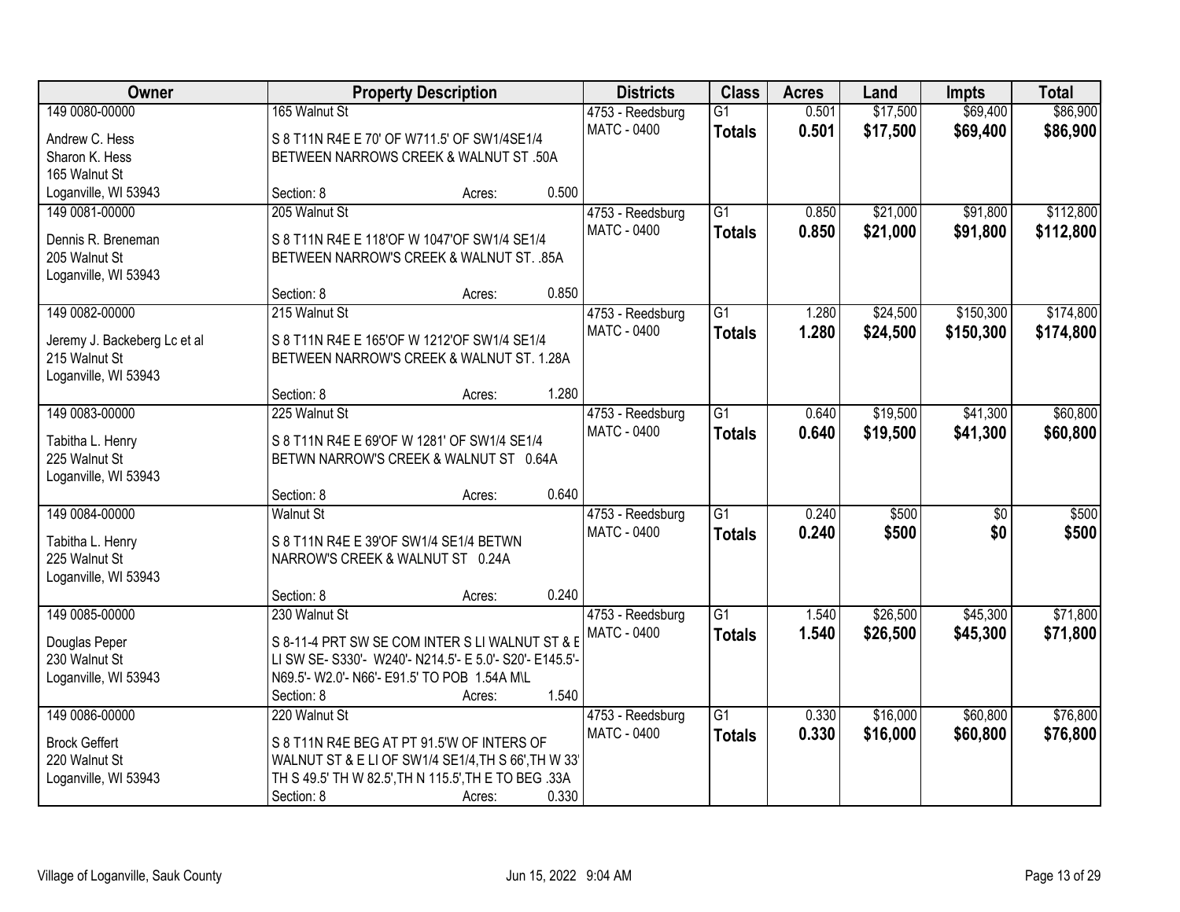| Owner | Property Description | Districts | Class | Acres | Land | Impts | Total |
|---|---|---|---|---|---|---|---|
| 149 0080-00000<br>Andrew C. Hess<br>Sharon K. Hess<br>165 Walnut St<br>Loganville, WI 53943 | 165 Walnut St<br>S 8 T11N R4E E 70' OF W711.5' OF SW1/4SE1/4 BETWEEN NARROWS CREEK & WALNUT ST .50A<br>Section: 8 Acres: 0.500 | 4753 - Reedsburg<br>MATC - 0400 | G1<br>**Totals** | 0.501<br>**0.501** | $17,500<br>**$17,500** | $69,400<br>**$69,400** | $86,900<br>**$86,900** |
| 149 0081-00000<br>Dennis R. Breneman<br>205 Walnut St<br>Loganville, WI 53943 | 205 Walnut St<br>S 8 T11N R4E E 118'OF W 1047'OF SW1/4 SE1/4 BETWEEN NARROW'S CREEK & WALNUT ST. .85A<br>Section: 8 Acres: 0.850 | 4753 - Reedsburg<br>MATC - 0400 | G1<br>**Totals** | 0.850<br>**0.850** | $21,000<br>**$21,000** | $91,800<br>**$91,800** | $112,800<br>**$112,800** |
| 149 0082-00000<br>Jeremy J. Backeberg Lc et al<br>215 Walnut St<br>Loganville, WI 53943 | 215 Walnut St<br>S 8 T11N R4E E 165'OF W 1212'OF SW1/4 SE1/4 BETWEEN NARROW'S CREEK & WALNUT ST. 1.28A<br>Section: 8 Acres: 1.280 | 4753 - Reedsburg<br>MATC - 0400 | G1<br>**Totals** | 1.280<br>**1.280** | $24,500<br>**$24,500** | $150,300<br>**$150,300** | $174,800<br>**$174,800** |
| 149 0083-00000<br>Tabitha L. Henry<br>225 Walnut St<br>Loganville, WI 53943 | 225 Walnut St<br>S 8 T11N R4E E 69'OF W 1281' OF SW1/4 SE1/4 BETWN NARROW'S CREEK & WALNUT ST 0.64A<br>Section: 8 Acres: 0.640 | 4753 - Reedsburg<br>MATC - 0400 | G1<br>**Totals** | 0.640<br>**0.640** | $19,500<br>**$19,500** | $41,300<br>**$41,300** | $60,800<br>**$60,800** |
| 149 0084-00000<br>Tabitha L. Henry<br>225 Walnut St<br>Loganville, WI 53943 | Walnut St<br>S 8 T11N R4E E 39'OF SW1/4 SE1/4 BETWN NARROW'S CREEK & WALNUT ST 0.24A<br>Section: 8 Acres: 0.240 | 4753 - Reedsburg<br>MATC - 0400 | G1<br>**Totals** | 0.240<br>**0.240** | $500<br>**$500** | $0<br>**$0** | $500<br>**$500** |
| 149 0085-00000<br>Douglas Peper<br>230 Walnut St<br>Loganville, WI 53943 | 230 Walnut St<br>S 8-11-4 PRT SW SE COM INTER S LI WALNUT ST & E LI SW SE- S330'- W240'- N214.5'- E 5.0'- S20'- E145.5'- N69.5'- W2.0'- N66'- E91.5' TO POB 1.54A M\L<br>Section: 8 Acres: 1.540 | 4753 - Reedsburg<br>MATC - 0400 | G1<br>**Totals** | 1.540<br>**1.540** | $26,500<br>**$26,500** | $45,300<br>**$45,300** | $71,800<br>**$71,800** |
| 149 0086-00000<br>Brock Geffert<br>220 Walnut St<br>Loganville, WI 53943 | 220 Walnut St<br>S 8 T11N R4E BEG AT PT 91.5'W OF INTERS OF WALNUT ST & E LI OF SW1/4 SE1/4,TH S 66',TH W 33' TH S 49.5' TH W 82.5',TH N 115.5',TH E TO BEG .33A<br>Section: 8 Acres: 0.330 | 4753 - Reedsburg<br>MATC - 0400 | G1<br>**Totals** | 0.330<br>**0.330** | $16,000<br>**$16,000** | $60,800<br>**$60,800** | $76,800<br>**$76,800** |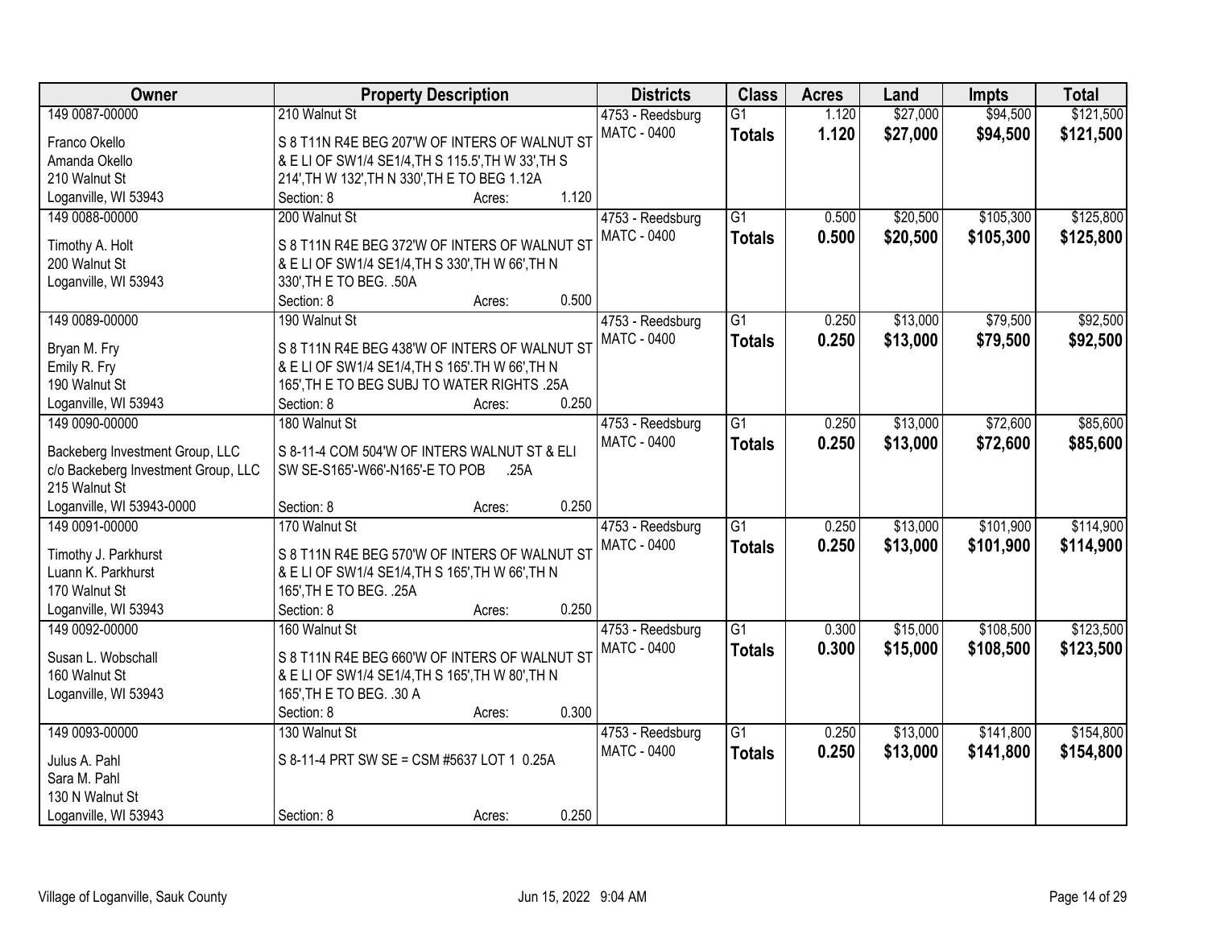| Owner | Property Description | Districts | Class | Acres | Land | Impts | Total |
|---|---|---|---|---|---|---|---|
| 149 0087-00000<br>Franco Okello<br>Amanda Okello<br>210 Walnut St<br>Loganville, WI 53943 | 210 Walnut St<br>S 8 T11N R4E BEG 207'W OF INTERS OF WALNUT ST & E LI OF SW1/4 SE1/4,TH S 115.5',TH W 33',TH S 214',TH W 132',TH N 330',TH E TO BEG 1.12A<br>Section: 8 Acres: 1.120 | 4753 - Reedsburg<br>MATC - 0400 | G1<br>**Totals** | 1.120<br>**1.120** | $27,000<br>**$27,000** | $94,500<br>**$94,500** | $121,500<br>**$121,500** |
| 149 0088-00000<br>Timothy A. Holt<br>200 Walnut St<br>Loganville, WI 53943 | 200 Walnut St<br>S 8 T11N R4E BEG 372'W OF INTERS OF WALNUT ST & E LI OF SW1/4 SE1/4,TH S 330',TH W 66',TH N 330',TH E TO BEG. .50A<br>Section: 8 Acres: 0.500 | 4753 - Reedsburg<br>MATC - 0400 | G1<br>**Totals** | 0.500<br>**0.500** | $20,500<br>**$20,500** | $105,300<br>**$105,300** | $125,800<br>**$125,800** |
| 149 0089-00000<br>Bryan M. Fry<br>Emily R. Fry<br>190 Walnut St<br>Loganville, WI 53943 | 190 Walnut St<br>S 8 T11N R4E BEG 438'W OF INTERS OF WALNUT ST & E LI OF SW1/4 SE1/4,TH S 165'.TH W 66',TH N 165',TH E TO BEG SUBJ TO WATER RIGHTS .25A<br>Section: 8 Acres: 0.250 | 4753 - Reedsburg<br>MATC - 0400 | G1<br>**Totals** | 0.250<br>**0.250** | $13,000<br>**$13,000** | $79,500<br>**$79,500** | $92,500<br>**$92,500** |
| 149 0090-00000<br>Backeberg Investment Group, LLC<br>c/o Backeberg Investment Group, LLC<br>215 Walnut St<br>Loganville, WI 53943-0000 | 180 Walnut St<br>S 8-11-4 COM 504'W OF INTERS WALNUT ST & ELI SW SE-S165'-W66'-N165'-E TO POB .25A<br>Section: 8 Acres: 0.250 | 4753 - Reedsburg<br>MATC - 0400 | G1<br>**Totals** | 0.250<br>**0.250** | $13,000<br>**$13,000** | $72,600<br>**$72,600** | $85,600<br>**$85,600** |
| 149 0091-00000<br>Timothy J. Parkhurst<br>Luann K. Parkhurst<br>170 Walnut St<br>Loganville, WI 53943 | 170 Walnut St<br>S 8 T11N R4E BEG 570'W OF INTERS OF WALNUT ST & E LI OF SW1/4 SE1/4,TH S 165',TH W 66',TH N 165',TH E TO BEG. .25A<br>Section: 8 Acres: 0.250 | 4753 - Reedsburg<br>MATC - 0400 | G1<br>**Totals** | 0.250<br>**0.250** | $13,000<br>**$13,000** | $101,900<br>**$101,900** | $114,900<br>**$114,900** |
| 149 0092-00000<br>Susan L. Wobschall<br>160 Walnut St<br>Loganville, WI 53943 | 160 Walnut St<br>S 8 T11N R4E BEG 660'W OF INTERS OF WALNUT ST & E LI OF SW1/4 SE1/4,TH S 165',TH W 80',TH N 165',TH E TO BEG. .30 A<br>Section: 8 Acres: 0.300 | 4753 - Reedsburg<br>MATC - 0400 | G1<br>**Totals** | 0.300<br>**0.300** | $15,000<br>**$15,000** | $108,500<br>**$108,500** | $123,500<br>**$123,500** |
| 149 0093-00000<br>Julus A. Pahl<br>Sara M. Pahl<br>130 N Walnut St<br>Loganville, WI 53943 | 130 Walnut St<br>S 8-11-4 PRT SW SE = CSM #5637 LOT 1 0.25A<br>Section: 8 Acres: 0.250 | 4753 - Reedsburg<br>MATC - 0400 | G1<br>**Totals** | 0.250<br>**0.250** | $13,000<br>**$13,000** | $141,800<br>**$141,800** | $154,800<br>**$154,800** |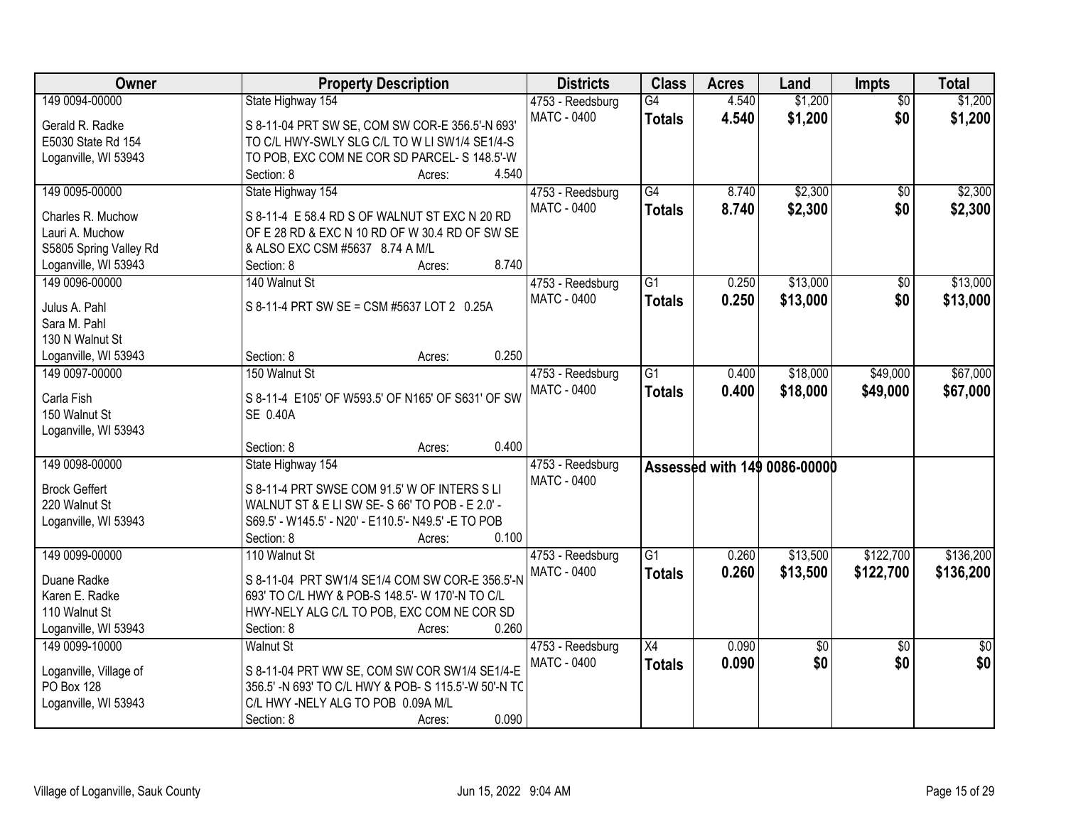| Owner | Property Description | Districts | Class | Acres | Land | Impts | Total |
|---|---|---|---|---|---|---|---|
| 149 0094-00000<br>Gerald R. Radke<br>E5030 State Rd 154<br>Loganville, WI 53943 | State Highway 154<br>S 8-11-04 PRT SW SE, COM SW COR-E 356.5'-N 693' TO C/L HWY-SWLY SLG C/L TO W LI SW1/4 SE1/4-S TO POB, EXC COM NE COR SD PARCEL- S 148.5'-W<br>Section: 8 Acres: 4.540 | 4753 - Reedsburg<br>MATC - 0400 | G4<br>**Totals** | 4.540<br>**4.540** | $1,200<br>**$1,200** | $0<br>**$0** | $1,200<br>**$1,200** |
| 149 0095-00000<br>Charles R. Muchow<br>Lauri A. Muchow<br>S5805 Spring Valley Rd<br>Loganville, WI 53943 | State Highway 154<br>S 8-11-4 E 58.4 RD S OF WALNUT ST EXC N 20 RD OF E 28 RD & EXC N 10 RD OF W 30.4 RD OF SW SE & ALSO EXC CSM #5637 8.74 A M/L<br>Section: 8 Acres: 8.740 | 4753 - Reedsburg<br>MATC - 0400 | G4<br>**Totals** | 8.740<br>**8.740** | $2,300<br>**$2,300** | $0<br>**$0** | $2,300<br>**$2,300** |
| 149 0096-00000<br>Julus A. Pahl<br>Sara M. Pahl<br>130 N Walnut St<br>Loganville, WI 53943 | 140 Walnut St<br>S 8-11-4 PRT SW SE = CSM #5637 LOT 2 0.25A<br>Section: 8 Acres: 0.250 | 4753 - Reedsburg<br>MATC - 0400 | G1<br>**Totals** | 0.250<br>**0.250** | $13,000<br>**$13,000** | $0<br>**$0** | $13,000<br>**$13,000** |
| 149 0097-00000<br>Carla Fish<br>150 Walnut St<br>Loganville, WI 53943 | 150 Walnut St<br>S 8-11-4 E105' OF W593.5' OF N165' OF S631' OF SW SE 0.40A<br>Section: 8 Acres: 0.400 | 4753 - Reedsburg<br>MATC - 0400 | G1<br>**Totals** | 0.400<br>**0.400** | $18,000<br>**$18,000** | $49,000<br>**$49,000** | $67,000<br>**$67,000** |
| 149 0098-00000<br>Brock Geffert<br>220 Walnut St<br>Loganville, WI 53943 | State Highway 154<br>S 8-11-4 PRT SWSE COM 91.5' W OF INTERS S LI WALNUT ST & E LI SW SE- S 66' TO POB - E 2.0' - S69.5' - W145.5' - N20' - E110.5'- N49.5' -E TO POB<br>Section: 8 Acres: 0.100 | 4753 - Reedsburg<br>MATC - 0400 | **Assessed with 149 0086-00000** | | | | |
| 149 0099-00000<br>Duane Radke<br>Karen E. Radke<br>110 Walnut St<br>Loganville, WI 53943 | 110 Walnut St<br>S 8-11-04 PRT SW1/4 SE1/4 COM SW COR-E 356.5'-N 693' TO C/L HWY & POB-S 148.5'- W 170'-N TO C/L HWY-NELY ALG C/L TO POB, EXC COM NE COR SD<br>Section: 8 Acres: 0.260 | 4753 - Reedsburg<br>MATC - 0400 | G1<br>**Totals** | 0.260<br>**0.260** | $13,500<br>**$13,500** | $122,700<br>**$122,700** | $136,200<br>**$136,200** |
| 149 0099-10000<br>Loganville, Village of<br>PO Box 128<br>Loganville, WI 53943 | Walnut St<br>S 8-11-04 PRT WW SE, COM SW COR SW1/4 SE1/4-E 356.5' -N 693' TO C/L HWY & POB- S 115.5'-W 50'-N TO C/L HWY -NELY ALG TO POB 0.09A M/L<br>Section: 8 Acres: 0.090 | 4753 - Reedsburg<br>MATC - 0400 | X4<br>**Totals** | 0.090<br>**0.090** | $0<br>**$0** | $0<br>**$0** | $0<br>**$0** |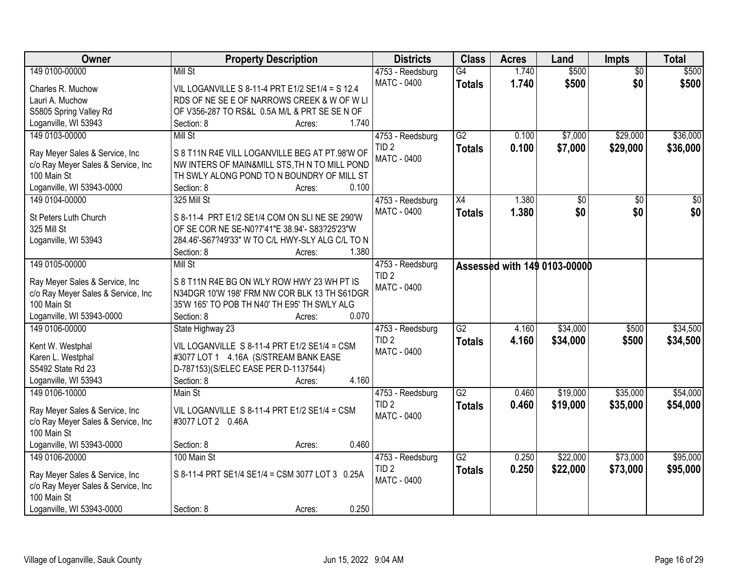| Owner | Property Description | Districts | Class | Acres | Land | Impts | Total |
|---|---|---|---|---|---|---|---|
| 149 0100-00000<br>Charles R. Muchow<br>Lauri A. Muchow<br>S5805 Spring Valley Rd<br>Loganville, WI 53943 | Mill St<br>VIL LOGANVILLE S 8-11-4 PRT E1/2 SE1/4 = S 12.4 RDS OF NE SE E OF NARROWS CREEK & W OF W LI OF V356-287 TO RS&L 0.5A M/L & PRT SE SE N OF<br>Section: 8 Acres: 1.740 | 4753 - Reedsburg<br>MATC - 0400 | G4<br>**Totals** | 1.740<br>**1.740** | $500<br>**$500** | $0<br>**$0** | $500<br>**$500** |
| 149 0103-00000<br>Ray Meyer Sales & Service, Inc<br>c/o Ray Meyer Sales & Service, Inc<br>100 Main St<br>Loganville, WI 53943-0000 | Mill St<br>S 8 T11N R4E VILL LOGANVILLE BEG AT PT.98'W OF NW INTERS OF MAIN&MILL STS,TH N TO MILL POND TH SWLY ALONG POND TO N BOUNDRY OF MILL ST<br>Section: 8 Acres: 0.100 | 4753 - Reedsburg<br>TID 2<br>MATC - 0400 | G2<br>**Totals** | 0.100<br>**0.100** | $7,000<br>**$7,000** | $29,000<br>**$29,000** | $36,000<br>**$36,000** |
| 149 0104-00000<br>St Peters Luth Church<br>325 Mill St<br>Loganville, WI 53943 | 325 Mill St<br>S 8-11-4 PRT E1/2 SE1/4 COM ON SLI NE SE 290'W OF SE COR NE SE-N0?7'41"E 38.94'- S83?25'23"W 284.46'-S67?49'33" W TO C/L HWY-SLY ALG C/L TO N<br>Section: 8 Acres: 1.380 | 4753 - Reedsburg<br>MATC - 0400 | X4<br>**Totals** | 1.380<br>**1.380** | $0<br>**$0** | $0<br>**$0** | $0<br>**$0** |
| 149 0105-00000<br>Ray Meyer Sales & Service, Inc<br>c/o Ray Meyer Sales & Service, Inc<br>100 Main St<br>Loganville, WI 53943-0000 | Mill St<br>S 8 T11N R4E BG ON WLY ROW HWY 23 WH PT IS N34DGR 10'W 198' FRM NW COR BLK 13 TH S61DGR 35'W 165' TO POB TH N40' TH E95' TH SWLY ALG<br>Section: 8 Acres: 0.070 | 4753 - Reedsburg<br>TID 2<br>MATC - 0400 | Assessed with 149 0103-00000 | | | | |
| 149 0106-00000<br>Kent W. Westphal<br>Karen L. Westphal<br>S5492 State Rd 23<br>Loganville, WI 53943 | State Highway 23<br>VIL LOGANVILLE S 8-11-4 PRT E1/2 SE1/4 = CSM #3077 LOT 1 4.16A (S/STREAM BANK EASE D-787153)(S/ELEC EASE PER D-1137544)<br>Section: 8 Acres: 4.160 | 4753 - Reedsburg<br>TID 2<br>MATC - 0400 | G2<br>**Totals** | 4.160<br>**4.160** | $34,000<br>**$34,000** | $500<br>**$500** | $34,500<br>**$34,500** |
| 149 0106-10000<br>Ray Meyer Sales & Service, Inc<br>c/o Ray Meyer Sales & Service, Inc<br>100 Main St<br>Loganville, WI 53943-0000 | Main St<br>VIL LOGANVILLE S 8-11-4 PRT E1/2 SE1/4 = CSM #3077 LOT 2 0.46A<br>Section: 8 Acres: 0.460 | 4753 - Reedsburg<br>TID 2<br>MATC - 0400 | G2<br>**Totals** | 0.460<br>**0.460** | $19,000<br>**$19,000** | $35,000<br>**$35,000** | $54,000<br>**$54,000** |
| 149 0106-20000<br>Ray Meyer Sales & Service, Inc<br>c/o Ray Meyer Sales & Service, Inc<br>100 Main St<br>Loganville, WI 53943-0000 | 100 Main St<br>S 8-11-4 PRT SE1/4 SE1/4 = CSM 3077 LOT 3 0.25A<br>Section: 8 Acres: 0.250 | 4753 - Reedsburg<br>TID 2<br>MATC - 0400 | G2<br>**Totals** | 0.250<br>**0.250** | $22,000<br>**$22,000** | $73,000<br>**$73,000** | $95,000<br>**$95,000** |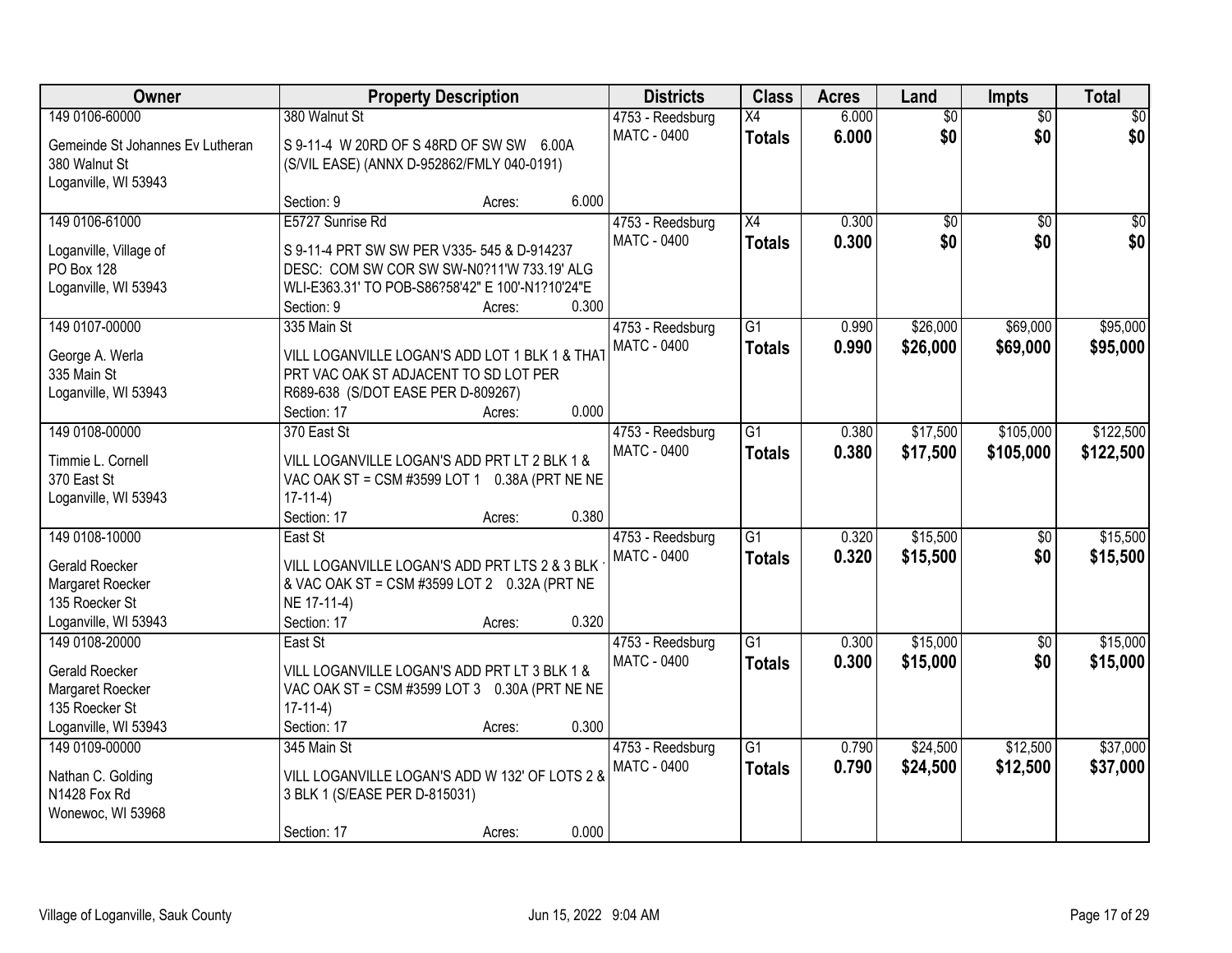| Owner | Property Description | Districts | Class | Acres | Land | Impts | Total |
|---|---|---|---|---|---|---|---|
| 149 0106-60000<br>Gemeinde St Johannes Ev Lutheran<br>380 Walnut St<br>Loganville, WI 53943 | 380 Walnut St<br>S 9-11-4 W 20RD OF S 48RD OF SW SW 6.00A (S/VIL EASE) (ANNX D-952862/FMLY 040-0191)<br>Section: 9 Acres: 6.000 | 4753 - Reedsburg<br>MATC - 0400 | X4<br>**Totals** | 6.000<br>**6.000** | $0<br>**$0** | $0<br>**$0** | $0<br>**$0** |
| 149 0106-61000<br>Loganville, Village of<br>PO Box 128<br>Loganville, WI 53943 | E5727 Sunrise Rd<br>S 9-11-4 PRT SW SW PER V335- 545 & D-914237 DESC: COM SW COR SW SW-N0?11'W 733.19' ALG WLI-E363.31' TO POB-S86?58'42" E 100'-N1?10'24"E<br>Section: 9 Acres: 0.300 | 4753 - Reedsburg<br>MATC - 0400 | X4<br>**Totals** | 0.300<br>**0.300** | $0<br>**$0** | $0<br>**$0** | $0<br>**$0** |
| 149 0107-00000<br>George A. Werla<br>335 Main St<br>Loganville, WI 53943 | 335 Main St<br>VILL LOGANVILLE LOGAN'S ADD LOT 1 BLK 1 & THAT PRT VAC OAK ST ADJACENT TO SD LOT PER R689-638 (S/DOT EASE PER D-809267)<br>Section: 17 Acres: 0.000 | 4753 - Reedsburg<br>MATC - 0400 | G1<br>**Totals** | 0.990<br>**0.990** | $26,000<br>**$26,000** | $69,000<br>**$69,000** | $95,000<br>**$95,000** |
| 149 0108-00000<br>Timmie L. Cornell<br>370 East St<br>Loganville, WI 53943 | 370 East St<br>VILL LOGANVILLE LOGAN'S ADD PRT LT 2 BLK 1 & VAC OAK ST = CSM #3599 LOT 1 0.38A (PRT NE NE 17-11-4)<br>Section: 17 Acres: 0.380 | 4753 - Reedsburg<br>MATC - 0400 | G1<br>**Totals** | 0.380<br>**0.380** | $17,500<br>**$17,500** | $105,000<br>**$105,000** | $122,500<br>**$122,500** |
| 149 0108-10000<br>Gerald Roecker<br>Margaret Roecker<br>135 Roecker St<br>Loganville, WI 53943 | East St<br>VILL LOGANVILLE LOGAN'S ADD PRT LTS 2 & 3 BLK 1 & VAC OAK ST = CSM #3599 LOT 2 0.32A (PRT NE NE 17-11-4)<br>Section: 17 Acres: 0.320 | 4753 - Reedsburg<br>MATC - 0400 | G1<br>**Totals** | 0.320<br>**0.320** | $15,500<br>**$15,500** | $0<br>**$0** | $15,500<br>**$15,500** |
| 149 0108-20000<br>Gerald Roecker<br>Margaret Roecker<br>135 Roecker St<br>Loganville, WI 53943 | East St<br>VILL LOGANVILLE LOGAN'S ADD PRT LT 3 BLK 1 & VAC OAK ST = CSM #3599 LOT 3 0.30A (PRT NE NE 17-11-4)<br>Section: 17 Acres: 0.300 | 4753 - Reedsburg<br>MATC - 0400 | G1<br>**Totals** | 0.300<br>**0.300** | $15,000<br>**$15,000** | $0<br>**$0** | $15,000<br>**$15,000** |
| 149 0109-00000<br>Nathan C. Golding<br>N1428 Fox Rd<br>Wonewoc, WI 53968 | 345 Main St<br>VILL LOGANVILLE LOGAN'S ADD W 132' OF LOTS 2 & 3 BLK 1 (S/EASE PER D-815031)<br>Section: 17 Acres: 0.000 | 4753 - Reedsburg<br>MATC - 0400 | G1<br>**Totals** | 0.790<br>**0.790** | $24,500<br>**$24,500** | $12,500<br>**$12,500** | $37,000<br>**$37,000** |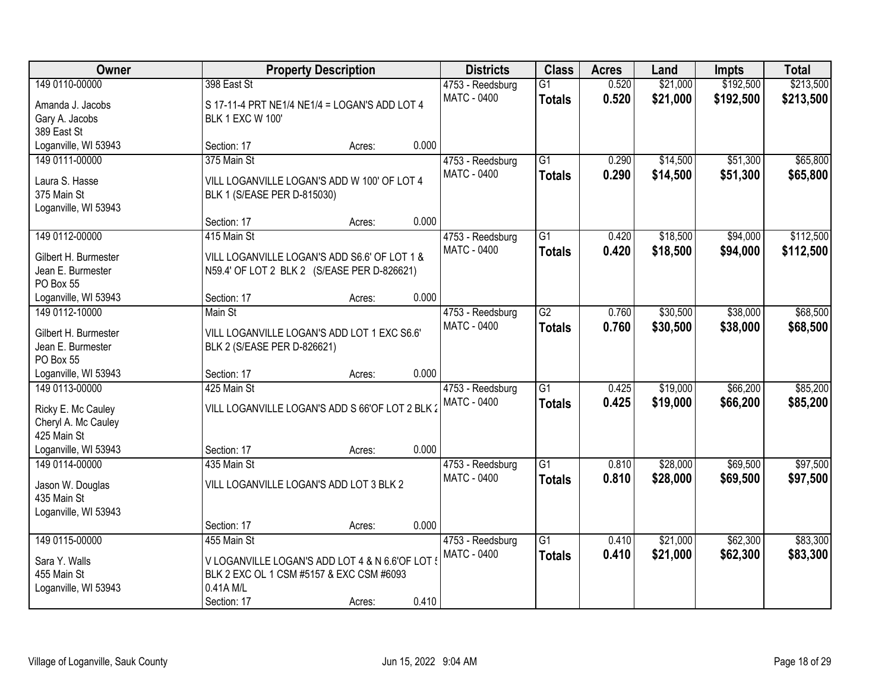| Owner | Property Description | Districts | Class | Acres | Land | Impts | Total |
|---|---|---|---|---|---|---|---|
| 149 0110-00000<br>Amanda J. Jacobs<br>Gary A. Jacobs<br>389 East St<br>Loganville, WI 53943 | 398 East St<br>S 17-11-4 PRT NE1/4 NE1/4 = LOGAN'S ADD LOT 4 BLK 1 EXC W 100'<br>Section: 17 Acres: 0.000 | 4753 - Reedsburg<br>MATC - 0400 | G1<br>**Totals** | 0.520<br>**0.520** | $21,000<br>**$21,000** | $192,500<br>**$192,500** | $213,500<br>**$213,500** |
| 149 0111-00000<br>Laura S. Hasse<br>375 Main St<br>Loganville, WI 53943 | 375 Main St<br>VILL LOGANVILLE LOGAN'S ADD W 100' OF LOT 4 BLK 1 (S/EASE PER D-815030)<br>Section: 17 Acres: 0.000 | 4753 - Reedsburg<br>MATC - 0400 | G1<br>**Totals** | 0.290<br>**0.290** | $14,500<br>**$14,500** | $51,300<br>**$51,300** | $65,800<br>**$65,800** |
| 149 0112-00000<br>Gilbert H. Burmester<br>Jean E. Burmester<br>PO Box 55<br>Loganville, WI 53943 | 415 Main St<br>VILL LOGANVILLE LOGAN'S ADD S6.6' OF LOT 1 & N59.4' OF LOT 2 BLK 2 (S/EASE PER D-826621)<br>Section: 17 Acres: 0.000 | 4753 - Reedsburg<br>MATC - 0400 | G1<br>**Totals** | 0.420<br>**0.420** | $18,500<br>**$18,500** | $94,000<br>**$94,000** | $112,500<br>**$112,500** |
| 149 0112-10000<br>Gilbert H. Burmester<br>Jean E. Burmester<br>PO Box 55<br>Loganville, WI 53943 | Main St<br>VILL LOGANVILLE LOGAN'S ADD LOT 1 EXC S6.6' BLK 2 (S/EASE PER D-826621)<br>Section: 17 Acres: 0.000 | 4753 - Reedsburg<br>MATC - 0400 | G2<br>**Totals** | 0.760<br>**0.760** | $30,500<br>**$30,500** | $38,000<br>**$38,000** | $68,500<br>**$68,500** |
| 149 0113-00000<br>Ricky E. Mc Cauley<br>Cheryl A. Mc Cauley<br>425 Main St<br>Loganville, WI 53943 | 425 Main St<br>VILL LOGANVILLE LOGAN'S ADD S 66'OF LOT 2 BLK 2<br>Section: 17 Acres: 0.000 | 4753 - Reedsburg<br>MATC - 0400 | G1<br>**Totals** | 0.425<br>**0.425** | $19,000<br>**$19,000** | $66,200<br>**$66,200** | $85,200<br>**$85,200** |
| 149 0114-00000<br>Jason W. Douglas<br>435 Main St<br>Loganville, WI 53943 | 435 Main St<br>VILL LOGANVILLE LOGAN'S ADD LOT 3 BLK 2<br>Section: 17 Acres: 0.000 | 4753 - Reedsburg<br>MATC - 0400 | G1<br>**Totals** | 0.810<br>**0.810** | $28,000<br>**$28,000** | $69,500<br>**$69,500** | $97,500<br>**$97,500** |
| 149 0115-00000<br>Sara Y. Walls<br>455 Main St<br>Loganville, WI 53943 | 455 Main St<br>V LOGANVILLE LOGAN'S ADD LOT 4 & N 6.6'OF LOT 5 BLK 2 EXC OL 1 CSM #5157 & EXC CSM #6093 0.41A M/L<br>Section: 17 Acres: 0.410 | 4753 - Reedsburg<br>MATC - 0400 | G1<br>**Totals** | 0.410<br>**0.410** | $21,000<br>**$21,000** | $62,300<br>**$62,300** | $83,300<br>**$83,300** |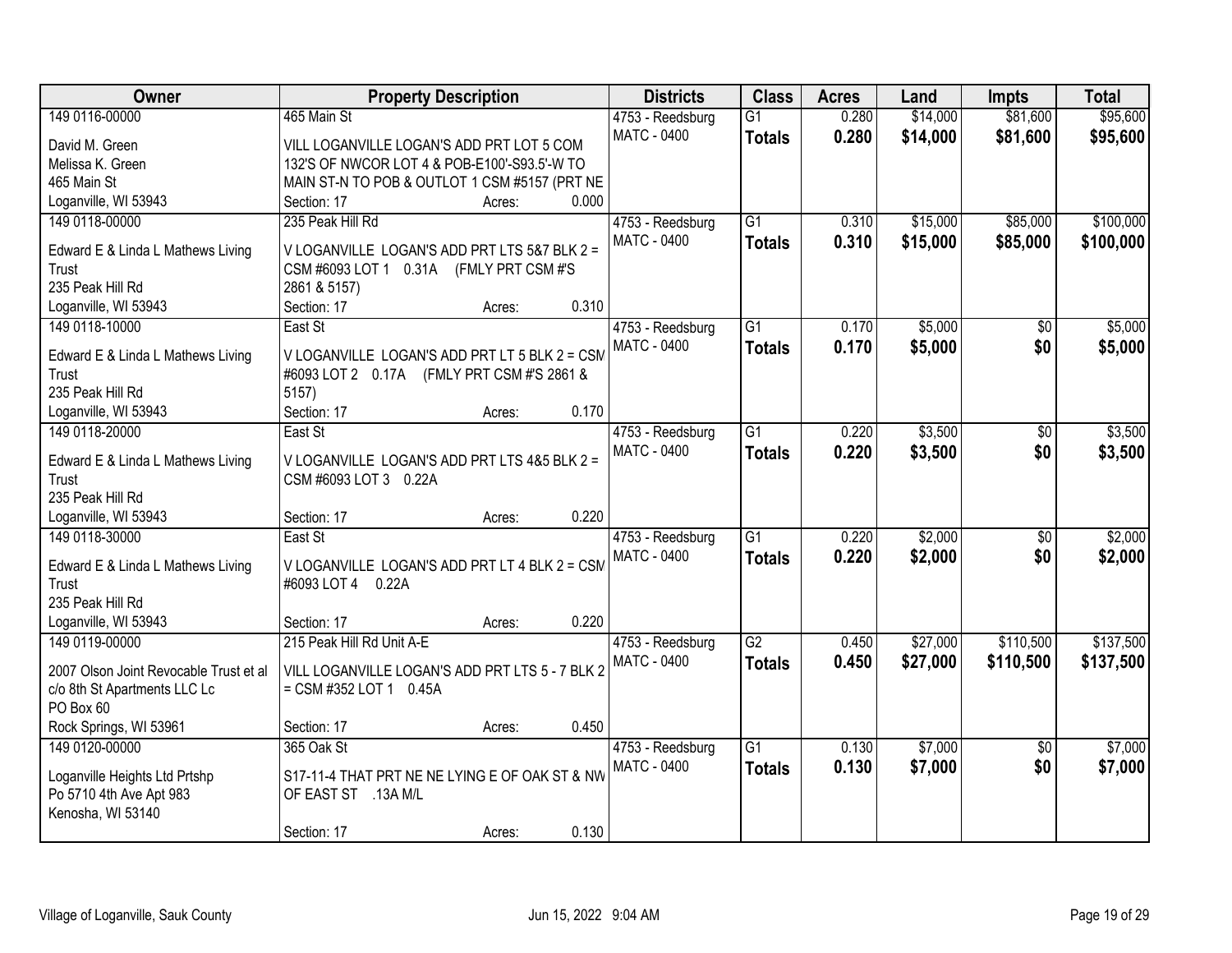| Owner | Property Description | Districts | Class | Acres | Land | Impts | Total |
|---|---|---|---|---|---|---|---|
| 149 0116-00000<br>David M. Green<br>Melissa K. Green<br>465 Main St<br>Loganville, WI 53943 | 465 Main St<br>VILL LOGANVILLE LOGAN'S ADD PRT LOT 5 COM 132'S OF NWCOR LOT 4 & POB-E100'-S93.5'-W TO MAIN ST-N TO POB & OUTLOT 1 CSM #5157 (PRT NE<br>Section: 17 Acres: 0.000 | 4753 - Reedsburg<br>MATC - 0400 | G1<br>**Totals** | 0.280<br>**0.280** | $14,000<br>**$14,000** | $81,600<br>**$81,600** | $95,600<br>**$95,600** |
| 149 0118-00000<br>Edward E & Linda L Mathews Living Trust<br>235 Peak Hill Rd<br>Loganville, WI 53943 | 235 Peak Hill Rd<br>V LOGANVILLE LOGAN'S ADD PRT LTS 5&7 BLK 2 = CSM #6093 LOT 1 0.31A (FMLY PRT CSM #'S 2861 & 5157)<br>Section: 17 Acres: 0.310 | 4753 - Reedsburg<br>MATC - 0400 | G1<br>**Totals** | 0.310<br>**0.310** | $15,000<br>**$15,000** | $85,000<br>**$85,000** | $100,000<br>**$100,000** |
| 149 0118-10000<br>Edward E & Linda L Mathews Living Trust<br>235 Peak Hill Rd<br>Loganville, WI 53943 | East St<br>V LOGANVILLE LOGAN'S ADD PRT LT 5 BLK 2 = CSM #6093 LOT 2 0.17A (FMLY PRT CSM #'S 2861 & 5157)<br>Section: 17 Acres: 0.170 | 4753 - Reedsburg<br>MATC - 0400 | G1<br>**Totals** | 0.170<br>**0.170** | $5,000<br>**$5,000** | $0<br>**$0** | $5,000<br>**$5,000** |
| 149 0118-20000<br>Edward E & Linda L Mathews Living Trust<br>235 Peak Hill Rd<br>Loganville, WI 53943 | East St<br>V LOGANVILLE LOGAN'S ADD PRT LTS 4&5 BLK 2 = CSM #6093 LOT 3 0.22A<br>Section: 17 Acres: 0.220 | 4753 - Reedsburg<br>MATC - 0400 | G1<br>**Totals** | 0.220<br>**0.220** | $3,500<br>**$3,500** | $0<br>**$0** | $3,500<br>**$3,500** |
| 149 0118-30000<br>Edward E & Linda L Mathews Living Trust<br>235 Peak Hill Rd<br>Loganville, WI 53943 | East St<br>V LOGANVILLE LOGAN'S ADD PRT LT 4 BLK 2 = CSM #6093 LOT 4 0.22A<br>Section: 17 Acres: 0.220 | 4753 - Reedsburg<br>MATC - 0400 | G1<br>**Totals** | 0.220<br>**0.220** | $2,000<br>**$2,000** | $0<br>**$0** | $2,000<br>**$2,000** |
| 149 0119-00000<br>2007 Olson Joint Revocable Trust et al<br>c/o 8th St Apartments LLC Lc<br>PO Box 60<br>Rock Springs, WI 53961 | 215 Peak Hill Rd Unit A-E<br>VILL LOGANVILLE LOGAN'S ADD PRT LTS 5 - 7 BLK 2 = CSM #352 LOT 1 0.45A<br>Section: 17 Acres: 0.450 | 4753 - Reedsburg<br>MATC - 0400 | G2<br>**Totals** | 0.450<br>**0.450** | $27,000<br>**$27,000** | $110,500<br>**$110,500** | $137,500<br>**$137,500** |
| 149 0120-00000<br>Loganville Heights Ltd Prtshp<br>Po 5710 4th Ave Apt 983<br>Kenosha, WI 53140 | 365 Oak St<br>S17-11-4 THAT PRT NE NE LYING E OF OAK ST & NW OF EAST ST .13A M/L<br>Section: 17 Acres: 0.130 | 4753 - Reedsburg<br>MATC - 0400 | G1<br>**Totals** | 0.130<br>**0.130** | $7,000<br>**$7,000** | $0<br>**$0** | $7,000<br>**$7,000** |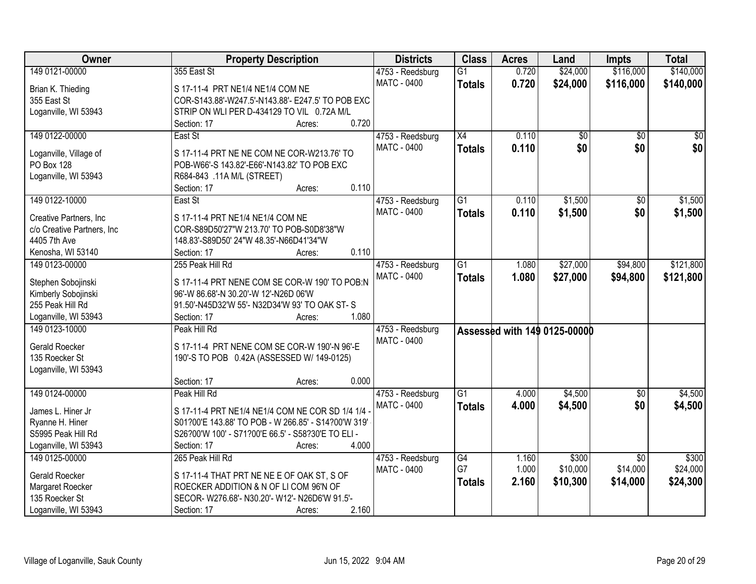| Owner | Property Description | Districts | Class | Acres | Land | Impts | Total |
|---|---|---|---|---|---|---|---|
| 149 0121-00000<br>Brian K. Thieding<br>355 East St<br>Loganville, WI 53943 | 355 East St<br>S 17-11-4 PRT NE1/4 NE1/4 COM NE COR-S143.88'-W247.5'-N143.88'- E247.5' TO POB EXC STRIP ON WLI PER D-434129 TO VIL 0.72A M/L<br>Section: 17 Acres: 0.720 | 4753 - Reedsburg<br>MATC - 0400 | G1<br>**Totals** | 0.720<br>**0.720** | $24,000<br>**$24,000** | $116,000<br>**$116,000** | $140,000<br>**$140,000** |
| 149 0122-00000<br>Loganville, Village of<br>PO Box 128<br>Loganville, WI 53943 | East St<br>S 17-11-4 PRT NE NE COM NE COR-W213.76' TO POB-W66'-S 143.82'-E66'-N143.82' TO POB EXC R684-843 .11A M/L (STREET)<br>Section: 17 Acres: 0.110 | 4753 - Reedsburg<br>MATC - 0400 | X4<br>**Totals** | 0.110<br>**0.110** | $0<br>**$0** | $0<br>**$0** | $0<br>**$0** |
| 149 0122-10000<br>Creative Partners, Inc<br>c/o Creative Partners, Inc<br>4405 7th Ave<br>Kenosha, WI 53140 | East St<br>S 17-11-4 PRT NE1/4 NE1/4 COM NE COR-S89D50'27"W 213.70' TO POB-S0D8'38"W 148.83'-S89D50' 24"W 48.35'-N66D41'34"W<br>Section: 17 Acres: 0.110 | 4753 - Reedsburg<br>MATC - 0400 | G1<br>**Totals** | 0.110<br>**0.110** | $1,500<br>**$1,500** | $0<br>**$0** | $1,500<br>**$1,500** |
| 149 0123-00000<br>Stephen Sobojinski<br>Kimberly Sobojinski<br>255 Peak Hill Rd<br>Loganville, WI 53943 | 255 Peak Hill Rd<br>S 17-11-4 PRT NENE COM SE COR-W 190' TO POB:N 96'-W 86.68'-N 30.20'-W 12'-N26D 06'W 91.50'-N45D32'W 55'- N32D34'W 93' TO OAK ST- S<br>Section: 17 Acres: 1.080 | 4753 - Reedsburg<br>MATC - 0400 | G1<br>**Totals** | 1.080<br>**1.080** | $27,000<br>**$27,000** | $94,800<br>**$94,800** | $121,800<br>**$121,800** |
| 149 0123-10000<br>Gerald Roecker<br>135 Roecker St<br>Loganville, WI 53943 | Peak Hill Rd<br>S 17-11-4 PRT NENE COM SE COR-W 190'-N 96'-E 190'-S TO POB 0.42A (ASSESSED W/ 149-0125)<br>Section: 17 Acres: 0.000 | 4753 - Reedsburg<br>MATC - 0400 | **Assessed with 149 0125-00000** | | | | |
| 149 0124-00000<br>James L. Hiner Jr<br>Ryanne H. Hiner<br>S5995 Peak Hill Rd<br>Loganville, WI 53943 | Peak Hill Rd<br>S 17-11-4 PRT NE1/4 NE1/4 COM NE COR SD 1/4 1/4 - S01?00'E 143.88' TO POB - W 266.85' - S14?00'W 319' - S26?00'W 100' - S71?00'E 66.5' - S58?30'E TO ELI -<br>Section: 17 Acres: 4.000 | 4753 - Reedsburg<br>MATC - 0400 | G1<br>**Totals** | 4.000<br>**4.000** | $4,500<br>**$4,500** | $0<br>**$0** | $4,500<br>**$4,500** |
| 149 0125-00000<br>Gerald Roecker<br>Margaret Roecker<br>135 Roecker St<br>Loganville, WI 53943 | 265 Peak Hill Rd<br>S 17-11-4 THAT PRT NE NE E OF OAK ST, S OF ROECKER ADDITION & N OF LI COM 96'N OF SECOR- W276.68'- N30.20'- W12'- N26D6'W 91.5'-<br>Section: 17 Acres: 2.160 | 4753 - Reedsburg<br>MATC - 0400 | G4<br>G7<br>**Totals** | 1.160<br>1.000<br>**2.160** | $300<br>$10,000<br>**$10,300** | $0<br>$14,000<br>**$14,000** | $300<br>$24,000<br>**$24,300** |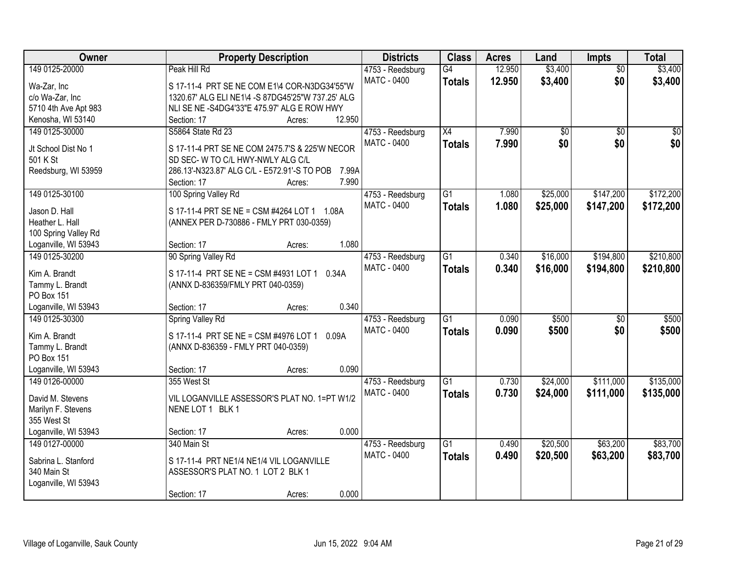| Owner | Property Description | Districts | Class | Acres | Land | Impts | Total |
|---|---|---|---|---|---|---|---|
| 149 0125-20000<br>Wa-Zar, Inc<br>c/o Wa-Zar, Inc<br>5710 4th Ave Apt 983<br>Kenosha, WI 53140 | Peak Hill Rd<br>S 17-11-4 PRT SE NE COM E1\4 COR-N3DG34'55"W 1320.67' ALG ELI NE1\4 -S 87DG45'25"W 737.25' ALG NLI SE NE -S4DG4'33"E 475.97' ALG E ROW HWY<br>Section: 17 Acres: 12.950 | 4753 - Reedsburg<br>MATC - 0400 | G4<br>**Totals** | 12.950<br>**12.950** | $3,400<br>**$3,400** | $0<br>**$0** | $3,400<br>**$3,400** |
| 149 0125-30000<br>Jt School Dist No 1<br>501 K St<br>Reedsburg, WI 53959 | S5864 State Rd 23<br>S 17-11-4 PRT SE NE COM 2475.7'S & 225'W NECOR SD SEC- W TO C/L HWY-NWLY ALG C/L 286.13'-N323.87' ALG C/L - E572.91'-S TO POB 7.99A<br>Section: 17 Acres: 7.990 | 4753 - Reedsburg<br>MATC - 0400 | X4<br>**Totals** | 7.990<br>**7.990** | $0<br>**$0** | $0<br>**$0** | $0<br>**$0** |
| 149 0125-30100<br>Jason D. Hall<br>Heather L. Hall<br>100 Spring Valley Rd<br>Loganville, WI 53943 | 100 Spring Valley Rd<br>S 17-11-4 PRT SE NE = CSM #4264 LOT 1 1.08A (ANNEX PER D-730886 - FMLY PRT 030-0359)<br>Section: 17 Acres: 1.080 | 4753 - Reedsburg<br>MATC - 0400 | G1<br>**Totals** | 1.080<br>**1.080** | $25,000<br>**$25,000** | $147,200<br>**$147,200** | $172,200<br>**$172,200** |
| 149 0125-30200<br>Kim A. Brandt<br>Tammy L. Brandt<br>PO Box 151<br>Loganville, WI 53943 | 90 Spring Valley Rd<br>S 17-11-4 PRT SE NE = CSM #4931 LOT 1 0.34A (ANNX D-836359/FMLY PRT 040-0359)<br>Section: 17 Acres: 0.340 | 4753 - Reedsburg<br>MATC - 0400 | G1<br>**Totals** | 0.340<br>**0.340** | $16,000<br>**$16,000** | $194,800<br>**$194,800** | $210,800<br>**$210,800** |
| 149 0125-30300<br>Kim A. Brandt<br>Tammy L. Brandt<br>PO Box 151<br>Loganville, WI 53943 | Spring Valley Rd<br>S 17-11-4 PRT SE NE = CSM #4976 LOT 1 0.09A (ANNX D-836359 - FMLY PRT 040-0359)<br>Section: 17 Acres: 0.090 | 4753 - Reedsburg<br>MATC - 0400 | G1<br>**Totals** | 0.090<br>**0.090** | $500<br>**$500** | $0<br>**$0** | $500<br>**$500** |
| 149 0126-00000<br>David M. Stevens<br>Marilyn F. Stevens<br>355 West St<br>Loganville, WI 53943 | 355 West St<br>VIL LOGANVILLE ASSESSOR'S PLAT NO. 1=PT W1/2 NENE LOT 1 BLK 1<br>Section: 17 Acres: 0.000 | 4753 - Reedsburg<br>MATC - 0400 | G1<br>**Totals** | 0.730<br>**0.730** | $24,000<br>**$24,000** | $111,000<br>**$111,000** | $135,000<br>**$135,000** |
| 149 0127-00000<br>Sabrina L. Stanford<br>340 Main St<br>Loganville, WI 53943 | 340 Main St<br>S 17-11-4 PRT NE1/4 NE1/4 VIL LOGANVILLE ASSESSOR'S PLAT NO. 1 LOT 2 BLK 1<br>Section: 17 Acres: 0.000 | 4753 - Reedsburg<br>MATC - 0400 | G1<br>**Totals** | 0.490<br>**0.490** | $20,500<br>**$20,500** | $63,200<br>**$63,200** | $83,700<br>**$83,700** |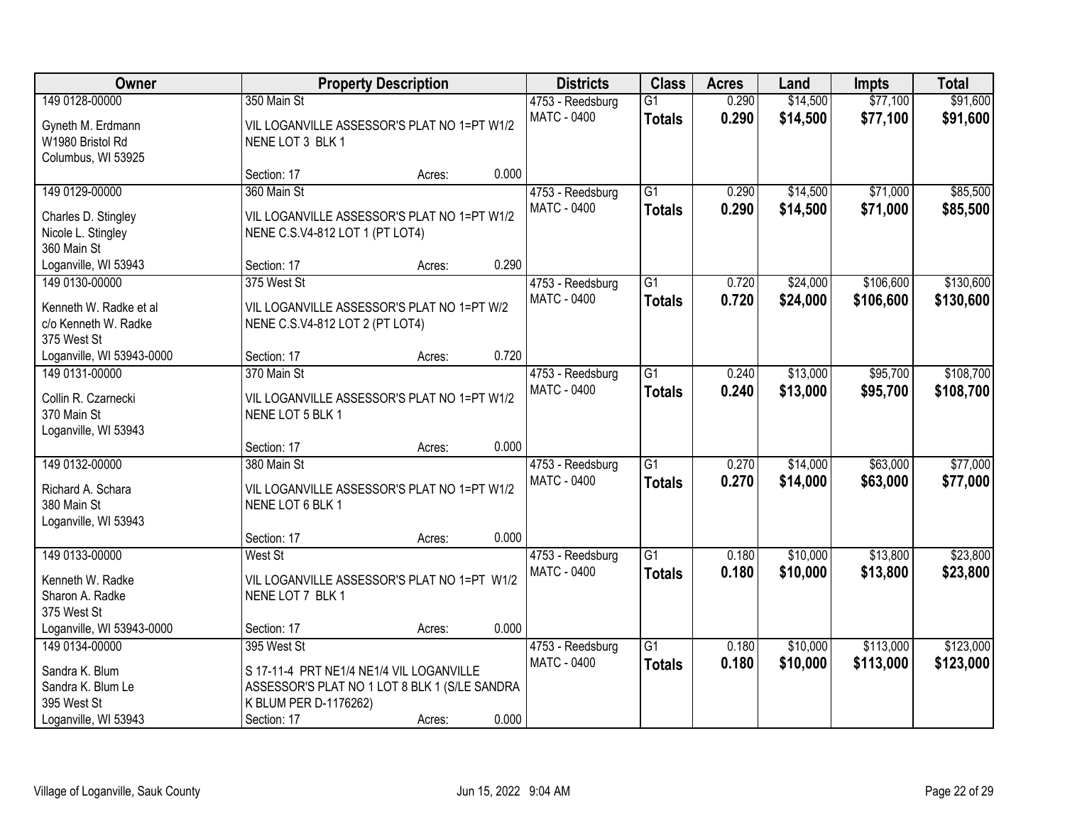| Owner | Property Description | Districts | Class | Acres | Land | Impts | Total |
|---|---|---|---|---|---|---|---|
| 149 0128-00000<br>Gyneth M. Erdmann<br>W1980 Bristol Rd<br>Columbus, WI 53925 | 350 Main St<br>VIL LOGANVILLE ASSESSOR'S PLAT NO 1=PT W1/2 NENE LOT 3 BLK 1<br>Section: 17 Acres: 0.000 | 4753 - Reedsburg<br>MATC - 0400 | G1<br>**Totals** | 0.290<br>**0.290** | $14,500<br>**$14,500** | $77,100<br>**$77,100** | $91,600<br>**$91,600** |
| 149 0129-00000<br>Charles D. Stingley<br>Nicole L. Stingley<br>360 Main St<br>Loganville, WI 53943 | 360 Main St<br>VIL LOGANVILLE ASSESSOR'S PLAT NO 1=PT W1/2 NENE C.S.V4-812 LOT 1 (PT LOT4)<br>Section: 17 Acres: 0.290 | 4753 - Reedsburg<br>MATC - 0400 | G1<br>**Totals** | 0.290<br>**0.290** | $14,500<br>**$14,500** | $71,000<br>**$71,000** | $85,500<br>**$85,500** |
| 149 0130-00000<br>Kenneth W. Radke et al<br>c/o Kenneth W. Radke<br>375 West St<br>Loganville, WI 53943-0000 | 375 West St<br>VIL LOGANVILLE ASSESSOR'S PLAT NO 1=PT W/2 NENE C.S.V4-812 LOT 2 (PT LOT4)<br>Section: 17 Acres: 0.720 | 4753 - Reedsburg<br>MATC - 0400 | G1<br>**Totals** | 0.720<br>**0.720** | $24,000<br>**$24,000** | $106,600<br>**$106,600** | $130,600<br>**$130,600** |
| 149 0131-00000<br>Collin R. Czarnecki<br>370 Main St<br>Loganville, WI 53943 | 370 Main St<br>VIL LOGANVILLE ASSESSOR'S PLAT NO 1=PT W1/2 NENE LOT 5 BLK 1<br>Section: 17 Acres: 0.000 | 4753 - Reedsburg<br>MATC - 0400 | G1<br>**Totals** | 0.240<br>**0.240** | $13,000<br>**$13,000** | $95,700<br>**$95,700** | $108,700<br>**$108,700** |
| 149 0132-00000<br>Richard A. Schara<br>380 Main St<br>Loganville, WI 53943 | 380 Main St<br>VIL LOGANVILLE ASSESSOR'S PLAT NO 1=PT W1/2 NENE LOT 6 BLK 1<br>Section: 17 Acres: 0.000 | 4753 - Reedsburg<br>MATC - 0400 | G1<br>**Totals** | 0.270<br>**0.270** | $14,000<br>**$14,000** | $63,000<br>**$63,000** | $77,000<br>**$77,000** |
| 149 0133-00000<br>Kenneth W. Radke<br>Sharon A. Radke<br>375 West St<br>Loganville, WI 53943-0000 | West St<br>VIL LOGANVILLE ASSESSOR'S PLAT NO 1=PT W1/2 NENE LOT 7 BLK 1<br>Section: 17 Acres: 0.000 | 4753 - Reedsburg<br>MATC - 0400 | G1<br>**Totals** | 0.180<br>**0.180** | $10,000<br>**$10,000** | $13,800<br>**$13,800** | $23,800<br>**$23,800** |
| 149 0134-00000<br>Sandra K. Blum<br>Sandra K. Blum Le<br>395 West St<br>Loganville, WI 53943 | 395 West St<br>S 17-11-4 PRT NE1/4 NE1/4 VIL LOGANVILLE ASSESSOR'S PLAT NO 1 LOT 8 BLK 1 (S/LE SANDRA K BLUM PER D-1176262)<br>Section: 17 Acres: 0.000 | 4753 - Reedsburg<br>MATC - 0400 | G1<br>**Totals** | 0.180<br>**0.180** | $10,000<br>**$10,000** | $113,000<br>**$113,000** | $123,000<br>**$123,000** |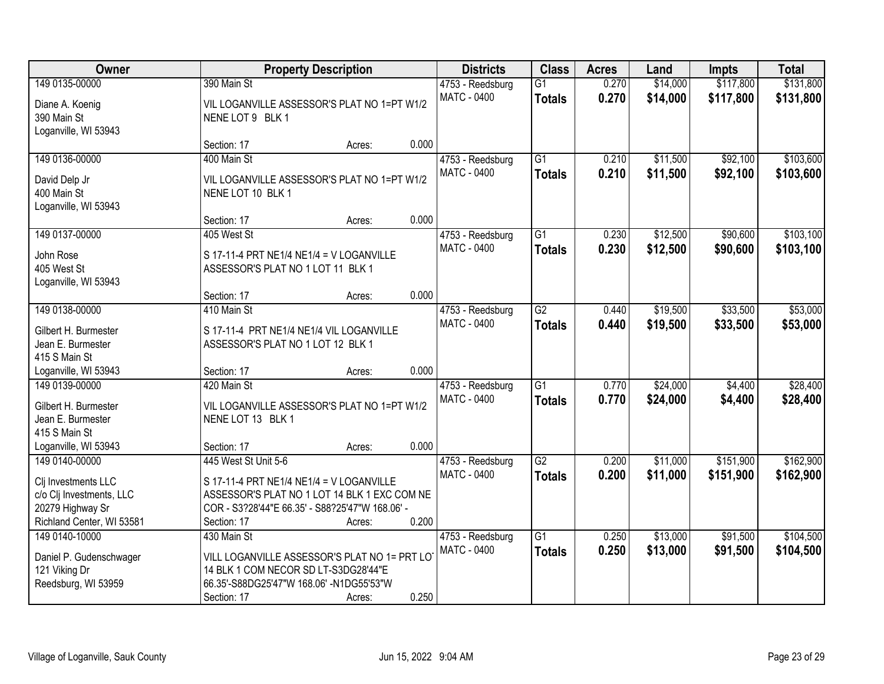| Owner | Property Description | Districts | Class | Acres | Land | Impts | Total |
|---|---|---|---|---|---|---|---|
| 149 0135-00000<br>Diane A. Koenig<br>390 Main St<br>Loganville, WI 53943 | 390 Main St<br>VIL LOGANVILLE ASSESSOR'S PLAT NO 1=PT W1/2 NENE LOT 9 BLK 1<br>Section: 17 Acres: 0.000 | 4753 - Reedsburg<br>MATC - 0400 | G1<br>**Totals** | 0.270<br>**0.270** | $14,000<br>**$14,000** | $117,800<br>**$117,800** | $131,800<br>**$131,800** |
| 149 0136-00000<br>David Delp Jr<br>400 Main St<br>Loganville, WI 53943 | 400 Main St<br>VIL LOGANVILLE ASSESSOR'S PLAT NO 1=PT W1/2 NENE LOT 10 BLK 1<br>Section: 17 Acres: 0.000 | 4753 - Reedsburg<br>MATC - 0400 | G1<br>**Totals** | 0.210<br>**0.210** | $11,500<br>**$11,500** | $92,100<br>**$92,100** | $103,600<br>**$103,600** |
| 149 0137-00000<br>John Rose<br>405 West St<br>Loganville, WI 53943 | 405 West St<br>S 17-11-4 PRT NE1/4 NE1/4 = V LOGANVILLE ASSESSOR'S PLAT NO 1 LOT 11 BLK 1<br>Section: 17 Acres: 0.000 | 4753 - Reedsburg<br>MATC - 0400 | G1<br>**Totals** | 0.230<br>**0.230** | $12,500<br>**$12,500** | $90,600<br>**$90,600** | $103,100<br>**$103,100** |
| 149 0138-00000<br>Gilbert H. Burmester<br>Jean E. Burmester<br>415 S Main St<br>Loganville, WI 53943 | 410 Main St<br>S 17-11-4 PRT NE1/4 NE1/4 VIL LOGANVILLE ASSESSOR'S PLAT NO 1 LOT 12 BLK 1<br>Section: 17 Acres: 0.000 | 4753 - Reedsburg<br>MATC - 0400 | G2<br>**Totals** | 0.440<br>**0.440** | $19,500<br>**$19,500** | $33,500<br>**$33,500** | $53,000<br>**$53,000** |
| 149 0139-00000<br>Gilbert H. Burmester<br>Jean E. Burmester<br>415 S Main St<br>Loganville, WI 53943 | 420 Main St<br>VIL LOGANVILLE ASSESSOR'S PLAT NO 1=PT W1/2 NENE LOT 13 BLK 1<br>Section: 17 Acres: 0.000 | 4753 - Reedsburg<br>MATC - 0400 | G1<br>**Totals** | 0.770<br>**0.770** | $24,000<br>**$24,000** | $4,400<br>**$4,400** | $28,400<br>**$28,400** |
| 149 0140-00000<br>Clj Investments LLC<br>c/o Clj Investments, LLC<br>20279 Highway Sr<br>Richland Center, WI 53581 | 445 West St Unit 5-6<br>S 17-11-4 PRT NE1/4 NE1/4 = V LOGANVILLE ASSESSOR'S PLAT NO 1 LOT 14 BLK 1 EXC COM NE COR - S3?28'44"E 66.35' - S88?25'47"W 168.06' -<br>Section: 17 Acres: 0.200 | 4753 - Reedsburg<br>MATC - 0400 | G2<br>**Totals** | 0.200<br>**0.200** | $11,000<br>**$11,000** | $151,900<br>**$151,900** | $162,900<br>**$162,900** |
| 149 0140-10000<br>Daniel P. Gudenschwager<br>121 Viking Dr<br>Reedsburg, WI 53959 | 430 Main St<br>VILL LOGANVILLE ASSESSOR'S PLAT NO 1= PRT LOT 14 BLK 1 COM NECOR SD LT-S3DG28'44"E 66.35'-S88DG25'47"W 168.06' -N1DG55'53"W<br>Section: 17 Acres: 0.250 | 4753 - Reedsburg<br>MATC - 0400 | G1<br>**Totals** | 0.250<br>**0.250** | $13,000<br>**$13,000** | $91,500<br>**$91,500** | $104,500<br>**$104,500** |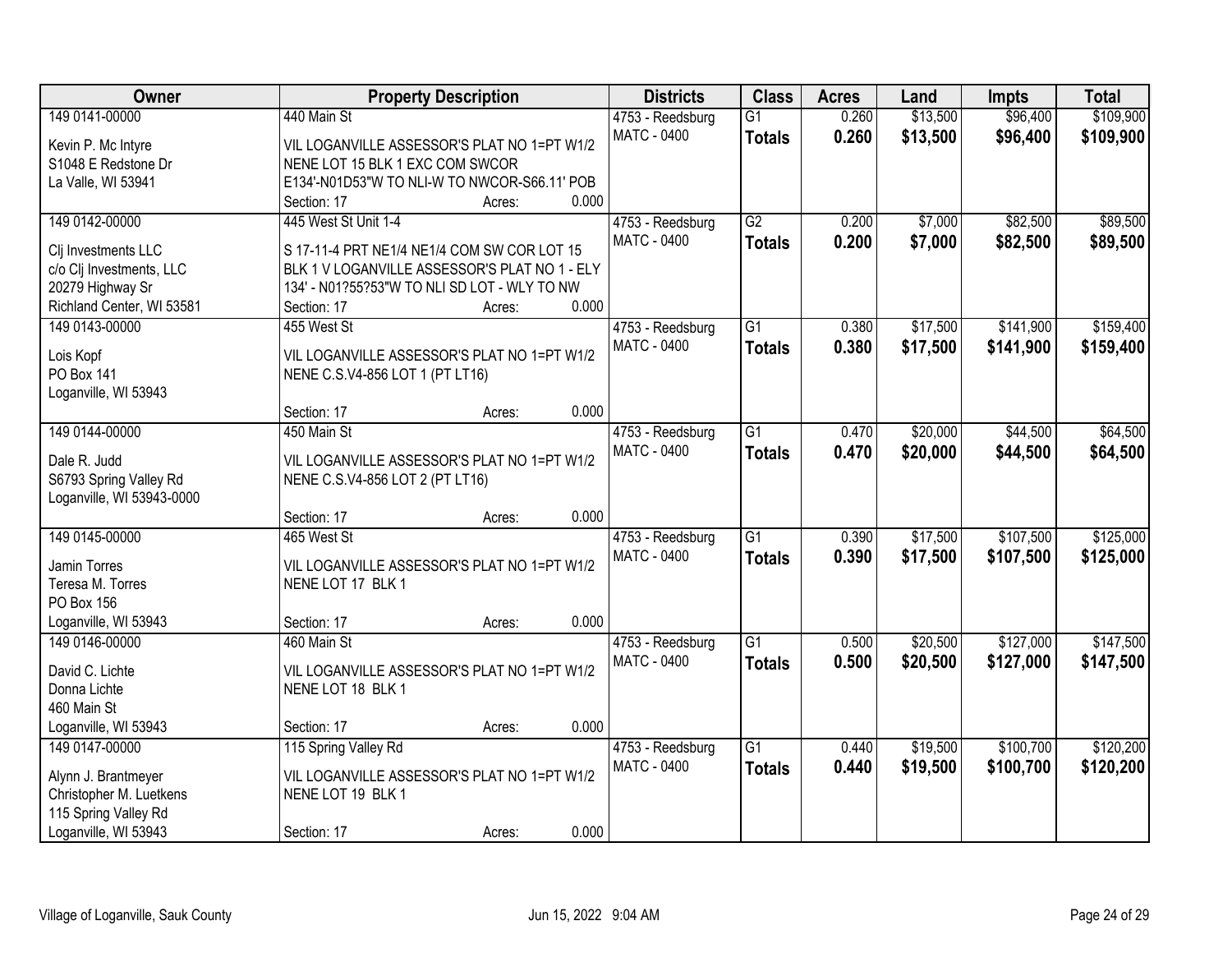| Owner | Property Description | Districts | Class | Acres | Land | Impts | Total |
|---|---|---|---|---|---|---|---|
| 149 0141-00000<br>Kevin P. Mc Intyre<br>S1048 E Redstone Dr<br>La Valle, WI 53941 | 440 Main St<br>VIL LOGANVILLE ASSESSOR'S PLAT NO 1=PT W1/2 NENE LOT 15 BLK 1 EXC COM SWCOR E134'-N01D53"W TO NLI-W TO NWCOR-S66.11' POB<br>Section: 17 Acres: 0.000 | 4753 - Reedsburg<br>MATC - 0400 | G1<br>**Totals** | 0.260<br>**0.260** | $13,500<br>**$13,500** | $96,400<br>**$96,400** | $109,900<br>**$109,900** |
| 149 0142-00000<br>Clj Investments LLC<br>c/o Clj Investments, LLC<br>20279 Highway Sr<br>Richland Center, WI 53581 | 445 West St Unit 1-4<br>S 17-11-4 PRT NE1/4 NE1/4 COM SW COR LOT 15 BLK 1 V LOGANVILLE ASSESSOR'S PLAT NO 1 - ELY 134' - N01?55?53"W TO NLI SD LOT - WLY TO NW<br>Section: 17 Acres: 0.000 | 4753 - Reedsburg<br>MATC - 0400 | G2<br>**Totals** | 0.200<br>**0.200** | $7,000<br>**$7,000** | $82,500<br>**$82,500** | $89,500<br>**$89,500** |
| 149 0143-00000<br>Lois Kopf<br>PO Box 141<br>Loganville, WI 53943 | 455 West St<br>VIL LOGANVILLE ASSESSOR'S PLAT NO 1=PT W1/2 NENE C.S.V4-856 LOT 1 (PT LT16)<br>Section: 17 Acres: 0.000 | 4753 - Reedsburg<br>MATC - 0400 | G1<br>**Totals** | 0.380<br>**0.380** | $17,500<br>**$17,500** | $141,900<br>**$141,900** | $159,400<br>**$159,400** |
| 149 0144-00000<br>Dale R. Judd<br>S6793 Spring Valley Rd<br>Loganville, WI 53943-0000 | 450 Main St<br>VIL LOGANVILLE ASSESSOR'S PLAT NO 1=PT W1/2 NENE C.S.V4-856 LOT 2 (PT LT16)<br>Section: 17 Acres: 0.000 | 4753 - Reedsburg<br>MATC - 0400 | G1<br>**Totals** | 0.470<br>**0.470** | $20,000<br>**$20,000** | $44,500<br>**$44,500** | $64,500<br>**$64,500** |
| 149 0145-00000<br>Jamin Torres<br>Teresa M. Torres<br>PO Box 156<br>Loganville, WI 53943 | 465 West St<br>VIL LOGANVILLE ASSESSOR'S PLAT NO 1=PT W1/2 NENE LOT 17 BLK 1<br>Section: 17 Acres: 0.000 | 4753 - Reedsburg<br>MATC - 0400 | G1<br>**Totals** | 0.390<br>**0.390** | $17,500<br>**$17,500** | $107,500<br>**$107,500** | $125,000<br>**$125,000** |
| 149 0146-00000<br>David C. Lichte<br>Donna Lichte<br>460 Main St<br>Loganville, WI 53943 | 460 Main St<br>VIL LOGANVILLE ASSESSOR'S PLAT NO 1=PT W1/2 NENE LOT 18 BLK 1<br>Section: 17 Acres: 0.000 | 4753 - Reedsburg<br>MATC - 0400 | G1<br>**Totals** | 0.500<br>**0.500** | $20,500<br>**$20,500** | $127,000<br>**$127,000** | $147,500<br>**$147,500** |
| 149 0147-00000<br>Alynn J. Brantmeyer<br>Christopher M. Luetkens<br>115 Spring Valley Rd<br>Loganville, WI 53943 | 115 Spring Valley Rd<br>VIL LOGANVILLE ASSESSOR'S PLAT NO 1=PT W1/2 NENE LOT 19 BLK 1<br>Section: 17 Acres: 0.000 | 4753 - Reedsburg<br>MATC - 0400 | G1<br>**Totals** | 0.440<br>**0.440** | $19,500<br>**$19,500** | $100,700<br>**$100,700** | $120,200<br>**$120,200** |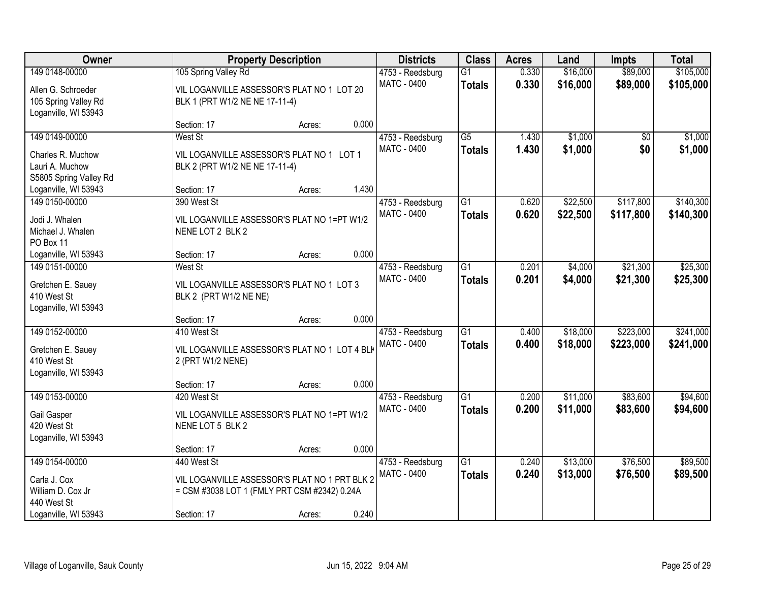| Owner | Property Description | Districts | Class | Acres | Land | Impts | Total |
|---|---|---|---|---|---|---|---|
| 149 0148-00000<br>Allen G. Schroeder<br>105 Spring Valley Rd<br>Loganville, WI 53943 | 105 Spring Valley Rd<br>VIL LOGANVILLE ASSESSOR'S PLAT NO 1 LOT 20 BLK 1 (PRT W1/2 NE NE 17-11-4)<br>Section: 17 Acres: 0.000 | 4753 - Reedsburg<br>MATC - 0400 | G1<br>**Totals** | 0.330<br>**0.330** | $16,000<br>**$16,000** | $89,000<br>**$89,000** | $105,000<br>**$105,000** |
| 149 0149-00000<br>Charles R. Muchow<br>Lauri A. Muchow<br>S5805 Spring Valley Rd<br>Loganville, WI 53943 | West St<br>VIL LOGANVILLE ASSESSOR'S PLAT NO 1 LOT 1 BLK 2 (PRT W1/2 NE NE 17-11-4)<br>Section: 17 Acres: 1.430 | 4753 - Reedsburg<br>MATC - 0400 | G5<br>**Totals** | 1.430<br>**1.430** | $1,000<br>**$1,000** | $0<br>**$0** | $1,000<br>**$1,000** |
| 149 0150-00000<br>Jodi J. Whalen<br>Michael J. Whalen<br>PO Box 11<br>Loganville, WI 53943 | 390 West St<br>VIL LOGANVILLE ASSESSOR'S PLAT NO 1=PT W1/2 NENE LOT 2 BLK 2<br>Section: 17 Acres: 0.000 | 4753 - Reedsburg<br>MATC - 0400 | G1<br>**Totals** | 0.620<br>**0.620** | $22,500<br>**$22,500** | $117,800<br>**$117,800** | $140,300<br>**$140,300** |
| 149 0151-00000<br>Gretchen E. Sauey<br>410 West St<br>Loganville, WI 53943 | West St<br>VIL LOGANVILLE ASSESSOR'S PLAT NO 1 LOT 3 BLK 2 (PRT W1/2 NE NE)<br>Section: 17 Acres: 0.000 | 4753 - Reedsburg<br>MATC - 0400 | G1<br>**Totals** | 0.201<br>**0.201** | $4,000<br>**$4,000** | $21,300<br>**$21,300** | $25,300<br>**$25,300** |
| 149 0152-00000<br>Gretchen E. Sauey<br>410 West St<br>Loganville, WI 53943 | 410 West St<br>VIL LOGANVILLE ASSESSOR'S PLAT NO 1 LOT 4 BLK 2 (PRT W1/2 NENE)<br>Section: 17 Acres: 0.000 | 4753 - Reedsburg<br>MATC - 0400 | G1<br>**Totals** | 0.400<br>**0.400** | $18,000<br>**$18,000** | $223,000<br>**$223,000** | $241,000<br>**$241,000** |
| 149 0153-00000<br>Gail Gasper<br>420 West St<br>Loganville, WI 53943 | 420 West St<br>VIL LOGANVILLE ASSESSOR'S PLAT NO 1=PT W1/2 NENE LOT 5 BLK 2<br>Section: 17 Acres: 0.000 | 4753 - Reedsburg<br>MATC - 0400 | G1<br>**Totals** | 0.200<br>**0.200** | $11,000<br>**$11,000** | $83,600<br>**$83,600** | $94,600<br>**$94,600** |
| 149 0154-00000<br>Carla J. Cox<br>William D. Cox Jr<br>440 West St<br>Loganville, WI 53943 | 440 West St<br>VIL LOGANVILLE ASSESSOR'S PLAT NO 1 PRT BLK 2 = CSM #3038 LOT 1 (FMLY PRT CSM #2342) 0.24A<br>Section: 17 Acres: 0.240 | 4753 - Reedsburg<br>MATC - 0400 | G1<br>**Totals** | 0.240<br>**0.240** | $13,000<br>**$13,000** | $76,500<br>**$76,500** | $89,500<br>**$89,500** |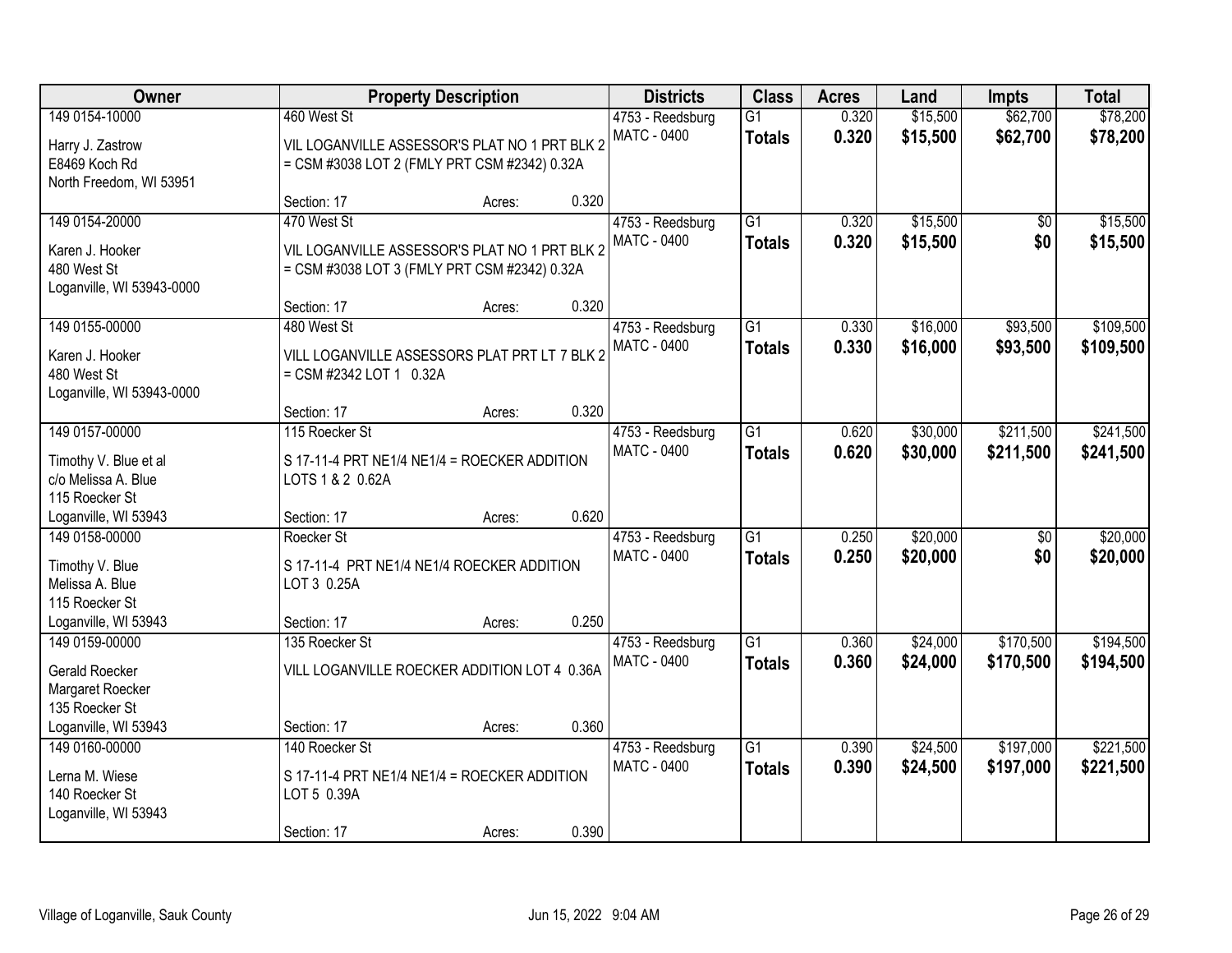| Owner | Property Description | Districts | Class | Acres | Land | Impts | Total |
|---|---|---|---|---|---|---|---|
| 149 0154-10000<br><br>Harry J. Zastrow<br>E8469 Koch Rd<br>North Freedom, WI 53951 | 460 West St<br><br>VIL LOGANVILLE ASSESSOR'S PLAT NO 1 PRT BLK 2 = CSM #3038 LOT 2 (FMLY PRT CSM #2342) 0.32A<br><br>Section: 17 Acres: 0.320 | 4753 - Reedsburg<br>MATC - 0400 | G1<br>**Totals** | 0.320<br>**0.320** | $15,500<br>**$15,500** | $62,700<br>**$62,700** | $78,200<br>**$78,200** |
| 149 0154-20000<br><br>Karen J. Hooker<br>480 West St<br>Loganville, WI 53943-0000 | 470 West St<br><br>VIL LOGANVILLE ASSESSOR'S PLAT NO 1 PRT BLK 2 = CSM #3038 LOT 3 (FMLY PRT CSM #2342) 0.32A<br><br>Section: 17 Acres: 0.320 | 4753 - Reedsburg<br>MATC - 0400 | G1<br>**Totals** | 0.320<br>**0.320** | $15,500<br>**$15,500** | $0<br>**$0** | $15,500<br>**$15,500** |
| 149 0155-00000<br><br>Karen J. Hooker<br>480 West St<br>Loganville, WI 53943-0000 | 480 West St<br><br>VILL LOGANVILLE ASSESSORS PLAT PRT LT 7 BLK 2 = CSM #2342 LOT 1 0.32A<br><br>Section: 17 Acres: 0.320 | 4753 - Reedsburg<br>MATC - 0400 | G1<br>**Totals** | 0.330<br>**0.330** | $16,000<br>**$16,000** | $93,500<br>**$93,500** | $109,500<br>**$109,500** |
| 149 0157-00000<br><br>Timothy V. Blue et al<br>c/o Melissa A. Blue<br>115 Roecker St<br>Loganville, WI 53943 | 115 Roecker St<br><br>S 17-11-4 PRT NE1/4 NE1/4 = ROECKER ADDITION LOTS 1 & 2 0.62A<br><br>Section: 17 Acres: 0.620 | 4753 - Reedsburg<br>MATC - 0400 | G1<br>**Totals** | 0.620<br>**0.620** | $30,000<br>**$30,000** | $211,500<br>**$211,500** | $241,500<br>**$241,500** |
| 149 0158-00000<br><br>Timothy V. Blue<br>Melissa A. Blue<br>115 Roecker St<br>Loganville, WI 53943 | Roecker St<br><br>S 17-11-4 PRT NE1/4 NE1/4 ROECKER ADDITION LOT 3 0.25A<br><br>Section: 17 Acres: 0.250 | 4753 - Reedsburg<br>MATC - 0400 | G1<br>**Totals** | 0.250<br>**0.250** | $20,000<br>**$20,000** | $0<br>**$0** | $20,000<br>**$20,000** |
| 149 0159-00000<br><br>Gerald Roecker<br>Margaret Roecker<br>135 Roecker St<br>Loganville, WI 53943 | 135 Roecker St<br><br>VILL LOGANVILLE ROECKER ADDITION LOT 4 0.36A<br><br>Section: 17 Acres: 0.360 | 4753 - Reedsburg<br>MATC - 0400 | G1<br>**Totals** | 0.360<br>**0.360** | $24,000<br>**$24,000** | $170,500<br>**$170,500** | $194,500<br>**$194,500** |
| 149 0160-00000<br><br>Lerna M. Wiese<br>140 Roecker St<br>Loganville, WI 53943 | 140 Roecker St<br><br>S 17-11-4 PRT NE1/4 NE1/4 = ROECKER ADDITION LOT 5 0.39A<br><br>Section: 17 Acres: 0.390 | 4753 - Reedsburg<br>MATC - 0400 | G1<br>**Totals** | 0.390<br>**0.390** | $24,500<br>**$24,500** | $197,000<br>**$197,000** | $221,500<br>**$221,500** |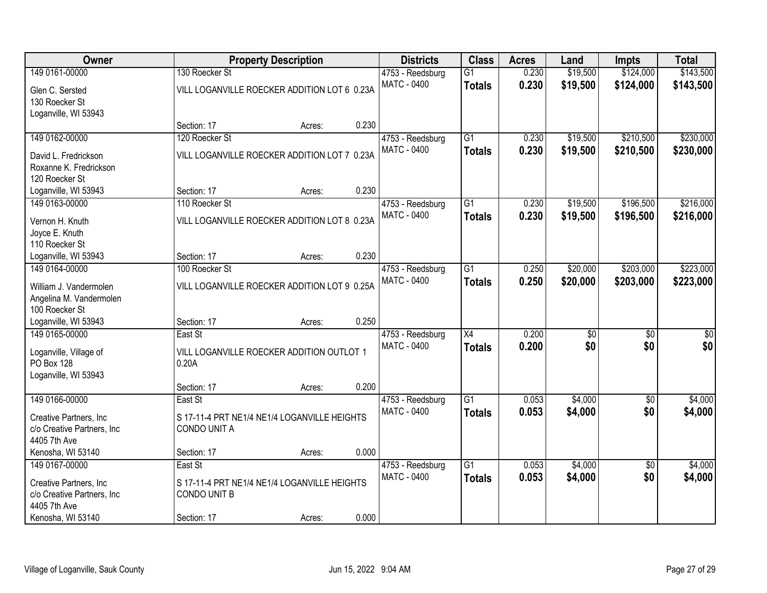| Owner | Property Description | Districts | Class | Acres | Land | Impts | Total |
|---|---|---|---|---|---|---|---|
| 149 0161-00000<br>Glen C. Sersted<br>130 Roecker St<br>Loganville, WI 53943 | 130 Roecker St<br>VILL LOGANVILLE ROECKER ADDITION LOT 6 0.23A<br>Section: 17 Acres: 0.230 | 4753 - Reedsburg<br>MATC - 0400 | G1<br>**Totals** | 0.230<br>**0.230** | $19,500<br>**$19,500** | $124,000<br>**$124,000** | $143,500<br>**$143,500** |
| 149 0162-00000<br>David L. Fredrickson<br>Roxanne K. Fredrickson<br>120 Roecker St<br>Loganville, WI 53943 | 120 Roecker St<br>VILL LOGANVILLE ROECKER ADDITION LOT 7 0.23A<br>Section: 17 Acres: 0.230 | 4753 - Reedsburg<br>MATC - 0400 | G1<br>**Totals** | 0.230<br>**0.230** | $19,500<br>**$19,500** | $210,500<br>**$210,500** | $230,000<br>**$230,000** |
| 149 0163-00000<br>Vernon H. Knuth<br>Joyce E. Knuth<br>110 Roecker St<br>Loganville, WI 53943 | 110 Roecker St<br>VILL LOGANVILLE ROECKER ADDITION LOT 8 0.23A<br>Section: 17 Acres: 0.230 | 4753 - Reedsburg<br>MATC - 0400 | G1<br>**Totals** | 0.230<br>**0.230** | $19,500<br>**$19,500** | $196,500<br>**$196,500** | $216,000<br>**$216,000** |
| 149 0164-00000<br>William J. Vandermolen<br>Angelina M. Vandermolen<br>100 Roecker St<br>Loganville, WI 53943 | 100 Roecker St<br>VILL LOGANVILLE ROECKER ADDITION LOT 9 0.25A<br>Section: 17 Acres: 0.250 | 4753 - Reedsburg<br>MATC - 0400 | G1<br>**Totals** | 0.250<br>**0.250** | $20,000<br>**$20,000** | $203,000<br>**$203,000** | $223,000<br>**$223,000** |
| 149 0165-00000<br>Loganville, Village of<br>PO Box 128<br>Loganville, WI 53943 | East St<br>VILL LOGANVILLE ROECKER ADDITION OUTLOT 1 0.20A<br>Section: 17 Acres: 0.200 | 4753 - Reedsburg<br>MATC - 0400 | X4<br>**Totals** | 0.200<br>**0.200** | $0<br>**$0** | $0<br>**$0** | $0<br>**$0** |
| 149 0166-00000<br>Creative Partners, Inc<br>c/o Creative Partners, Inc<br>4405 7th Ave<br>Kenosha, WI 53140 | East St<br>S 17-11-4 PRT NE1/4 NE1/4 LOGANVILLE HEIGHTS CONDO UNIT A<br>Section: 17 Acres: 0.000 | 4753 - Reedsburg<br>MATC - 0400 | G1<br>**Totals** | 0.053<br>**0.053** | $4,000<br>**$4,000** | $0<br>**$0** | $4,000<br>**$4,000** |
| 149 0167-00000<br>Creative Partners, Inc<br>c/o Creative Partners, Inc<br>4405 7th Ave<br>Kenosha, WI 53140 | East St<br>S 17-11-4 PRT NE1/4 NE1/4 LOGANVILLE HEIGHTS CONDO UNIT B<br>Section: 17 Acres: 0.000 | 4753 - Reedsburg<br>MATC - 0400 | G1<br>**Totals** | 0.053<br>**0.053** | $4,000<br>**$4,000** | $0<br>**$0** | $4,000<br>**$4,000** |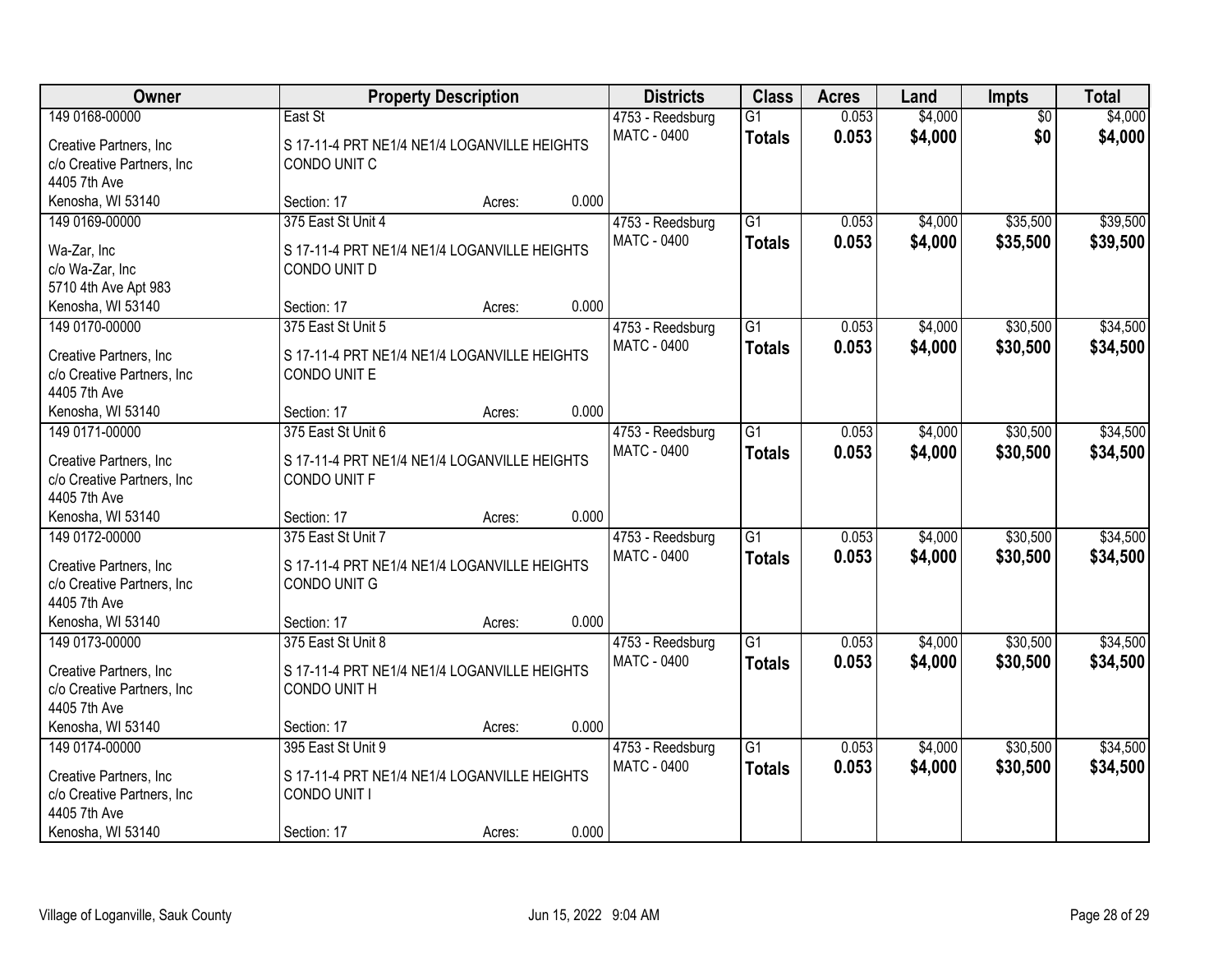| Owner | Property Description | | | Districts | Class | Acres | Land | Impts | Total |
|---|---|---|---|---|---|---|---|---|---|
| 149 0168-00000 | East St | | | 4753 - Reedsburg | G1 | 0.053 | $4,000 | $0 | $4,000 |
| Creative Partners, Inc<br>c/o Creative Partners, Inc<br>4405 7th Ave<br>Kenosha, WI 53140 | S 17-11-4 PRT NE1/4 NE1/4 LOGANVILLE HEIGHTS CONDO UNIT C | | | MATC - 0400 | **Totals** | **0.053** | **$4,000** | **$0** | **$4,000** |
| | Section: 17 | Acres: | 0.000 | | | | | | |
| 149 0169-00000 | 375 East St Unit 4 | | | 4753 - Reedsburg | G1 | 0.053 | $4,000 | $35,500 | $39,500 |
| Wa-Zar, Inc<br>c/o Wa-Zar, Inc<br>5710 4th Ave Apt 983<br>Kenosha, WI 53140 | S 17-11-4 PRT NE1/4 NE1/4 LOGANVILLE HEIGHTS CONDO UNIT D | | | MATC - 0400 | **Totals** | **0.053** | **$4,000** | **$35,500** | **$39,500** |
| | Section: 17 | Acres: | 0.000 | | | | | | |
| 149 0170-00000 | 375 East St Unit 5 | | | 4753 - Reedsburg | G1 | 0.053 | $4,000 | $30,500 | $34,500 |
| Creative Partners, Inc<br>c/o Creative Partners, Inc<br>4405 7th Ave<br>Kenosha, WI 53140 | S 17-11-4 PRT NE1/4 NE1/4 LOGANVILLE HEIGHTS CONDO UNIT E | | | MATC - 0400 | **Totals** | **0.053** | **$4,000** | **$30,500** | **$34,500** |
| | Section: 17 | Acres: | 0.000 | | | | | | |
| 149 0171-00000 | 375 East St Unit 6 | | | 4753 - Reedsburg | G1 | 0.053 | $4,000 | $30,500 | $34,500 |
| Creative Partners, Inc<br>c/o Creative Partners, Inc<br>4405 7th Ave<br>Kenosha, WI 53140 | S 17-11-4 PRT NE1/4 NE1/4 LOGANVILLE HEIGHTS CONDO UNIT F | | | MATC - 0400 | **Totals** | **0.053** | **$4,000** | **$30,500** | **$34,500** |
| | Section: 17 | Acres: | 0.000 | | | | | | |
| 149 0172-00000 | 375 East St Unit 7 | | | 4753 - Reedsburg | G1 | 0.053 | $4,000 | $30,500 | $34,500 |
| Creative Partners, Inc<br>c/o Creative Partners, Inc<br>4405 7th Ave<br>Kenosha, WI 53140 | S 17-11-4 PRT NE1/4 NE1/4 LOGANVILLE HEIGHTS CONDO UNIT G | | | MATC - 0400 | **Totals** | **0.053** | **$4,000** | **$30,500** | **$34,500** |
| | Section: 17 | Acres: | 0.000 | | | | | | |
| 149 0173-00000 | 375 East St Unit 8 | | | 4753 - Reedsburg | G1 | 0.053 | $4,000 | $30,500 | $34,500 |
| Creative Partners, Inc<br>c/o Creative Partners, Inc<br>4405 7th Ave<br>Kenosha, WI 53140 | S 17-11-4 PRT NE1/4 NE1/4 LOGANVILLE HEIGHTS CONDO UNIT H | | | MATC - 0400 | **Totals** | **0.053** | **$4,000** | **$30,500** | **$34,500** |
| | Section: 17 | Acres: | 0.000 | | | | | | |
| 149 0174-00000 | 395 East St Unit 9 | | | 4753 - Reedsburg | G1 | 0.053 | $4,000 | $30,500 | $34,500 |
| Creative Partners, Inc<br>c/o Creative Partners, Inc<br>4405 7th Ave<br>Kenosha, WI 53140 | S 17-11-4 PRT NE1/4 NE1/4 LOGANVILLE HEIGHTS CONDO UNIT I | | | MATC - 0400 | **Totals** | **0.053** | **$4,000** | **$30,500** | **$34,500** |
| | Section: 17 | Acres: | 0.000 | | | | | | |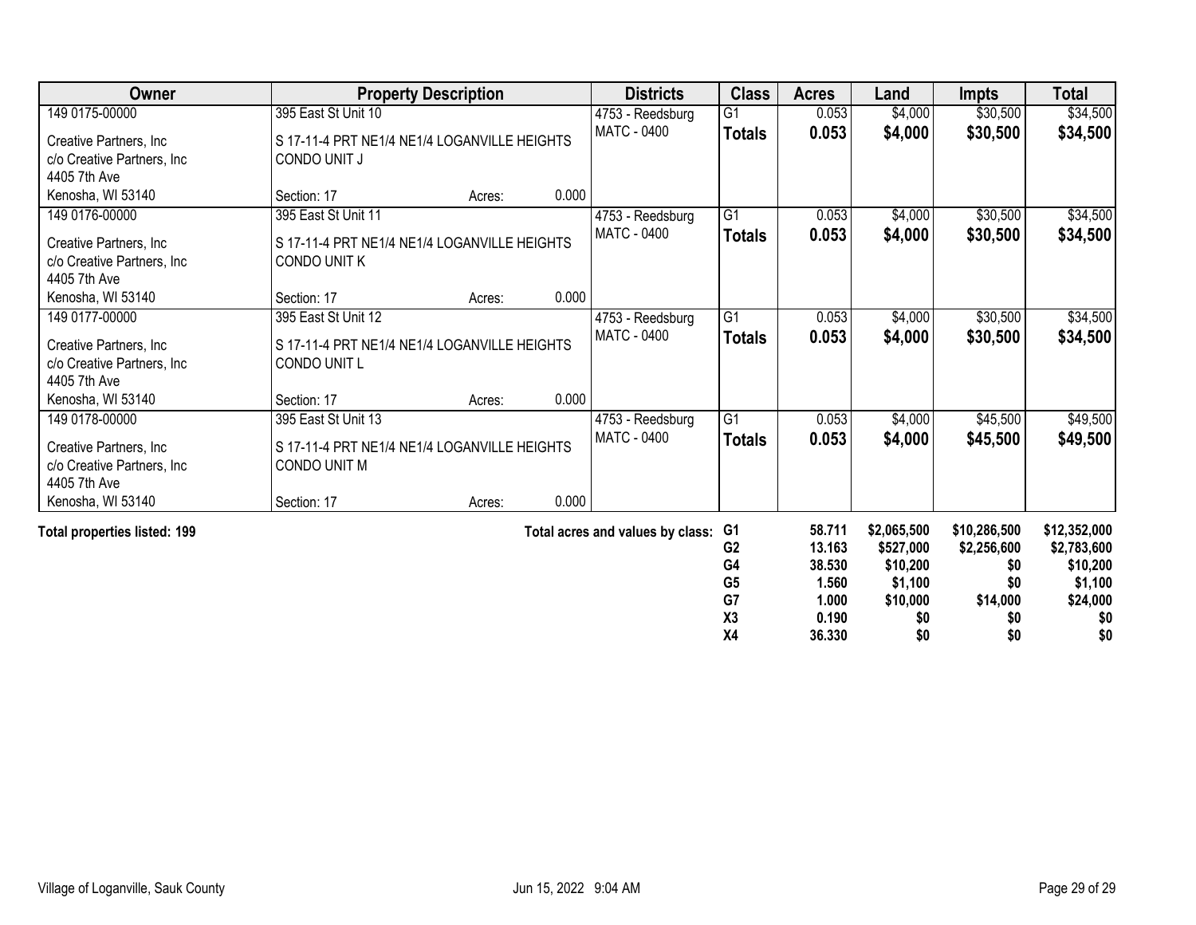| Owner | Property Description | | | Districts | Class | Acres | Land | Impts | Total |
|---|---|---|---|---|---|---|---|---|---|
| 149 0175-00000 | 395 East St Unit 10 | | | 4753 - Reedsburg | G1 | 0.053 | $4,000 | $30,500 | $34,500 |
| Creative Partners, Inc<br>c/o Creative Partners, Inc<br>4405 7th Ave<br>Kenosha, WI 53140 | S 17-11-4 PRT NE1/4 NE1/4 LOGANVILLE HEIGHTS CONDO UNIT J | | | MATC - 0400 | **Totals** | **0.053** | **$4,000** | **$30,500** | **$34,500** |
| | Section: 17 | Acres: | 0.000 | | | | | | |
| 149 0176-00000 | 395 East St Unit 11 | | | 4753 - Reedsburg | G1 | 0.053 | $4,000 | $30,500 | $34,500 |
| Creative Partners, Inc<br>c/o Creative Partners, Inc<br>4405 7th Ave<br>Kenosha, WI 53140 | S 17-11-4 PRT NE1/4 NE1/4 LOGANVILLE HEIGHTS CONDO UNIT K | | | MATC - 0400 | **Totals** | **0.053** | **$4,000** | **$30,500** | **$34,500** |
| | Section: 17 | Acres: | 0.000 | | | | | | |
| 149 0177-00000 | 395 East St Unit 12 | | | 4753 - Reedsburg | G1 | 0.053 | $4,000 | $30,500 | $34,500 |
| Creative Partners, Inc<br>c/o Creative Partners, Inc<br>4405 7th Ave<br>Kenosha, WI 53140 | S 17-11-4 PRT NE1/4 NE1/4 LOGANVILLE HEIGHTS CONDO UNIT L | | | MATC - 0400 | **Totals** | **0.053** | **$4,000** | **$30,500** | **$34,500** |
| | Section: 17 | Acres: | 0.000 | | | | | | |
| 149 0178-00000 | 395 East St Unit 13 | | | 4753 - Reedsburg | G1 | 0.053 | $4,000 | $45,500 | $49,500 |
| Creative Partners, Inc<br>c/o Creative Partners, Inc<br>4405 7th Ave<br>Kenosha, WI 53140 | S 17-11-4 PRT NE1/4 NE1/4 LOGANVILLE HEIGHTS CONDO UNIT M | | | MATC - 0400 | **Totals** | **0.053** | **$4,000** | **$45,500** | **$49,500** |
| | Section: 17 | Acres: | 0.000 | | | | | | |

**Total properties listed: 199**

| Total acres and values by class: | Acres | Land | Impts | Total |
|---|---|---|---|---|
| G1 | 58.711 | $2,065,500 | $10,286,500 | $12,352,000 |
| G2 | 13.163 | $527,000 | $2,256,600 | $2,783,600 |
| G4 | 38.530 | $10,200 | $0 | $10,200 |
| G5 | 1.560 | $1,100 | $0 | $1,100 |
| G7 | 1.000 | $10,000 | $14,000 | $24,000 |
| X3 | 0.190 | $0 | $0 | $0 |
| X4 | 36.330 | $0 | $0 | $0 |